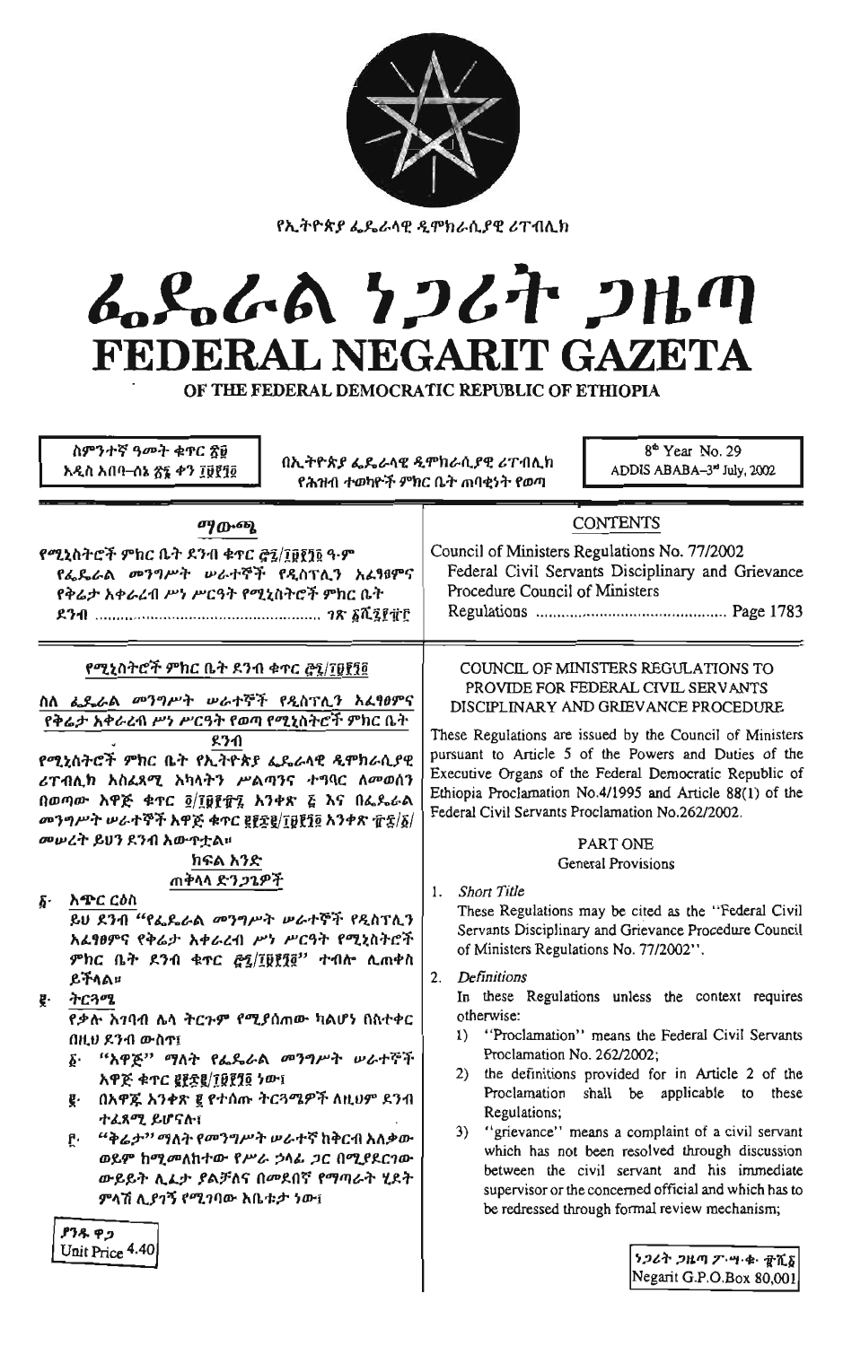የኢትዮጵያ ፌዴራላዊ ዲሞክራሲያዊ ሪፐብሊክ

# ፌዴራል ነጋሪት ጋዜጣ
# FEDERAL NEGARIT GAZETA
## OF THE FEDERAL DEMOCRATIC REPUBLIC OF ETHIOPIA

ስምንተኛ ዓመት ቁጥር ፳፱
አዲስ አበባ—ሰኔ ፳፮ ቀን ፲፱፻፺፬

በኢትዮጵያ ፌዴራላዊ ዲሞክራሲያዊ ሪፐብሊክ የሕዝብ ተወካዮች ምክር ቤት ጠባቂነት የወጣ

8th Year No. 29
ADDIS ABABA–3rd July, 2002

ማውጫ

የሚኒስትሮች ምክር ቤት ደንብ ቁጥር ፸፯/፲፱፻፺፬ ዓ·ም
የፌዴራል መንግሥት ሠራተኞች የዲስፕሊን አፈፃፀምና የቅሬታ አቀራረብ ሥነ ሥርዓት የሚኒስትሮች ምክር ቤት ደንብ ...... ገጽ ፩ሺ፯፻፹፫

CONTENTS

Council of Ministers Regulations No. 77/2002
Federal Civil Servants Disciplinary and Grievance Procedure Council of Ministers Regulations ...... Page 1783

የሚኒስትሮች ምክር ቤት ደንብ ቁጥር ፸፯/፲፱፻፺፬

ስለ ፌዴራል መንግሥት ሠራተኞች የዲስፕሊን አፈፃፀምና የቅሬታ አቀራረብ ሥነ ሥርዓት የወጣ የሚኒስትሮች ምክር ቤት ደንብ

የሚኒስትሮች ምክር ቤት የኢትዮጵያ ፌዴራላዊ ዲሞክራሲያዊ ሪፐብሊክ አስፈጻሚ አካላትን ሥልጣንና ተግባር ለመወሰን በወጣው አዋጅ ቁጥር ፬/፲፱፻፹፯ አንቀጽ ፭ እና በፌዴራል መንግሥት ሠራተኞች አዋጅ ቁጥር ፪፻፷፪/፲፱፻፺፬ አንቀጽ ፹፰/፩/ መሠረት ይህን ደንብ አውጥቷል።

ክፍል አንድ
ጠቅላላ ድንጋጌዎች

፩· አጭር ርዕስ
ይህ ደንብ "የፌዴራል መንግሥት ሠራተኞች የዲስፒሊን አፈፃፀምና የቅሬታ አቀራረብ ሥነ ሥርዓት የሚኒስትሮች ምክር ቤት ደንብ ቁጥር ፸፯/፲፱፻፺፬" ተብሎ ሊጠቀስ ይችላል።

፪· ትርጓሜ
የቃሉ አገባብ ሌላ ትርጉም የሚያሰጠው ካልሆነ በስተቀር በዚህ ደንብ ውስጥ፤
፩· "አዋጅ" ማለት የፌዴራል መንግሥት ሠራተኞች አዋጅ ቁጥር ፪፻፷፪/፲፱፻፺፬ ነው፤
፪· በአዋጁ አንቀጽ ፪ የተሰጡ ትርጓሜዎች ለዚህም ደንብ ተፈጻሚ ይሆናሉ፤
፫· "ቅሬታ" ማለት የመንግሥት ሠራተኛ ከቅርብ አለቃው ወይም ከሚመለከተው የሥራ ኃላፊ ጋር በሚያደርገው ውይይት ሊፈታ ያልቻለና በመደበኛ የማጣራት ሂደት ምላሽ ሊያገኝ የሚገባው አቤቱታ ነው፤

COUNCIL OF MINISTERS REGULATIONS TO PROVIDE FOR FEDERAL CIVIL SERVANTS DISCIPLINARY AND GRIEVANCE PROCEDURE

These Regulations are issued by the Council of Ministers pursuant to Article 5 of the Powers and Duties of the Executive Organs of the Federal Democratic Republic of Ethiopia Proclamation No.4/1995 and Article 88(1) of the Federal Civil Servants Proclamation No.262/2002.

PART ONE
General Provisions

1. *Short Title*
These Regulations may be cited as the "Federal Civil Servants Disciplinary and Grievance Procedure Council of Ministers Regulations No. 77/2002".

2. *Definitions*
In these Regulations unless the context requires otherwise:
1) "Proclamation" means the Federal Civil Servants Proclamation No. 262/2002;
2) the definitions provided for in Article 2 of the Proclamation shall be applicable to these Regulations;
3) "grievance" means a complaint of a civil servant which has not been resolved through discussion between the civil servant and his immediate supervisor or the concerned official and which has to be redressed through formal review mechanism;

ያንዱ ዋጋ
Unit Price 4.40

ነጋሪት ጋዜጣ ፖ·ሣ·ቁ· ፹ሺ፩
Negarit G.P.O.Box 80,001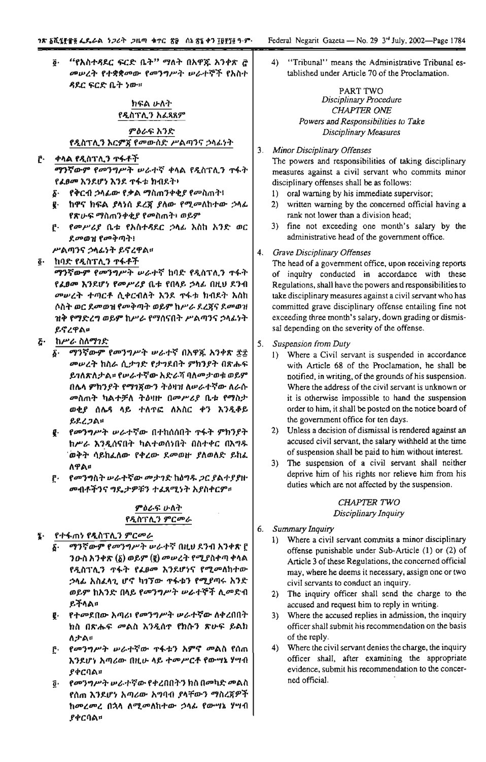፬· "የአስተዳደር ፍርድ ቤት" ማለት በአዋጁ አንቀጽ ፸ መሠረት የተቋቋመው የመንግሥት ሠራተኞች የአስተዳደር ፍርድ ቤት ነው።

## ክፍል ሁለት
### የዲስፕሊን አፈጻጸም
#### ምዕራፍ አንድ
#### የዲስፕሊን እርምጃ የመውሰድ ሥልጣንና ኃላፊነት

፫· ቀላል የዲስፕሊን ጥፋቶች

ማንኛውም የመንግሥት ሠራተኛ ቀላል የዲስፕሊን ጥፋት የፈፀመ እንደሆነ እንደ ጥፋቱ ክብደት፣

፩· የቅርብ ኃላፊው የቃል ማስጠንቀቂያ የመስጠት፤

፪· ከዋና ክፍል ያላነሰ ደረጃ ያለው የሚመለከተው ኃላፊ የጽሁፍ ማስጠንቀቂያ የመስጠት፣ ወይም

፫· የመሥሪያ ቤቱ የአስተዳደር ኃላፊ እስከ አንድ ወር ደመወዝ የመቅጣት፤

ሥልጣንና ኃላፊነት ይኖረዋል።

፬· ከባድ የዲስፕሊን ጥፋቶች

ማንኛውም የመንግሥት ሠራተኛ ከባድ የዲስፕሊን ጥፋት የፈፀመ እንደሆነ የመሥሪያ ቤቱ የበላይ ኃላፊ በዚህ ደንብ መሠረት ተጣርቶ ሲቀርብለት እንደ ጥፋቱ ክብደት እስከ ሶስት ወር ደመወዝ የመቅጣት ወይም ከሥራ ደረጃና ደመወዝ ዝቅ የማድረግ ወይም ከሥራ የማሰናበት ሥልጣንና ኃላፊነት ይኖረዋል።

፭· ከሥራ ስለማገድ

፩· ማንኛውም የመንግሥት ሠራተኛ በአዋጁ አንቀጽ ፷፰ መሠረት ከስራ ሲታገድ የታገደበት ምክንያት በጽሑፍ ይገለጽለታል። የሠራተኛው አድራሻ ባለመታወቁ ወይም በሌላ ምክንያት የማገጃውን ትዕዛዝ ለሠራተኛው ለራሱ መስጠት ካልተቻለ ትዕዛዙ በመሥሪያ ቤቱ የማስታወቂያ ሰሌዳ ላይ ተለጥፎ ለአስር ቀን እንዲቆይ ይደረጋል።

፪· የመንግሥት ሠራተኛው በተከሰሰበት ጥፋት ምክንያት ከሥራ እንዲሰናበት ካልተወሰነበት በስተቀር በእገዱ ወቅት ሳይከፈለው የቀረው ደመወዙ ያለወለድ ይከፈለዋል።

፫· የመንግስት ሠራተኛው መታገድ ከዕግዱ ጋር ያልተያያዙ መብቶችንና ግዴታዎቹን ተፈጻሚነት አያስቀርም።

#### ምዕራፍ ሁለት
#### የዲስፕሊን ምርመራ

፮· የተፋጠነ የዲስፕሊን ምርመራ

፩· ማንኛውም የመንግሥት ሠራተኛ በዚህ ደንብ አንቀጽ ፫ ንዑስ አንቀጽ (፩) ወይም (፪) መሠረት የሚያስቀጣ ቀላል የዲስፕሊን ጥፋት የፈፀመ እንደሆነና የሚመለከተው ኃላፊ አስፈላጊ ሆኖ ካገኘው ጥፋቱን የሚያጣሩ አንድ ወይም ከአንድ በላይ የመንግሥት ሠራተኞች ሊመድብ ይችላል።

፪· የተመደበው አጣሪ፣ የመንግሥት ሠራተኛው ለቀረበበት ክስ በጽሑፍ መልስ እንዲሰጥ የክሱን ጽሁፍ ይልክለታል።

፫· የመንግሥት ሠራተኛው ጥፋቱን አምኖ መልስ የሰጠ እንደሆነ አጣሪው በዚሁ ላይ ተመሥርቶ የውሣኔ ሃሣብ ያቀርባል።

፬· የመንግሥት ሠራተኛው የቀረበበትን ክስ በመካድ መልስ የሰጠ እንደሆነ አጣሪው አግባብ ያላቸውን ማስረጃዎች ከመረመረ በኋላ ለሚመለከተው ኃላፊ የውሣኔ ሃሣብ ያቀርባል።

4) "Tribunal" means the Administrative Tribunal established under Article 70 of the Proclamation.

## PART TWO
### *Disciplinary Procedure*
#### *CHAPTER ONE*
#### *Powers and Responsibilities to Take Disciplinary Measures*

3. *Minor Disciplinary Offenses*

The powers and responsibilities of taking disciplinary measures against a civil servant who commits minor disciplinary offenses shall be as follows:

1) oral warning by his immediate supervisor;
2) written warning by the concerned official having a rank not lower than a division head;
3) fine not exceeding one month's salary by the administrative head of the government office.

4. *Grave Disciplinary Offenses*

The head of a government office, upon receiving reports of inquiry conducted in accordance with these Regulations, shall have the powers and responsibilities to take disciplinary measures against a civil servant who has committed grave disciplinary offense entailing fine not exceeding three month's salary, down grading or dismissal depending on the severity of the offense.

5. *Suspension from Duty*

1) Where a Civil servant is suspended in accordance with Article 68 of the Proclamation, he shall be notified, in writing, of the grounds of his suspension. Where the address of the civil servant is unknown or it is otherwise impossible to hand the suspension order to him, it shall be posted on the notice board of the government office for ten days.
2) Unless a decision of dismissal is rendered against an accused civil servant, the salary withheld at the time of suspension shall be paid to him without interest.
3) The suspension of a civil servant shall neither deprive him of his rights nor relieve him from his duties which are not affected by the suspension.

#### *CHAPTER TWO*
#### *Disciplinary Inquiry*

6. *Summary Inquiry*

1) Where a civil servant commits a minor disciplinary offense punishable under Sub-Article (1) or (2) of Article 3 of these Regulations, the concerned official may, where he deems it necessary, assign one or two civil servants to conduct an inquiry.
2) The inquiry officer shall send the charge to the accused and request him to reply in writing.
3) Where the accused replies in admission, the inquiry officer shall submit his recommendation on the basis of the reply.
4) Where the civil servant denies the charge, the inquiry officer shall, after examining the appropriate evidence, submit his recommendation to the concerned official.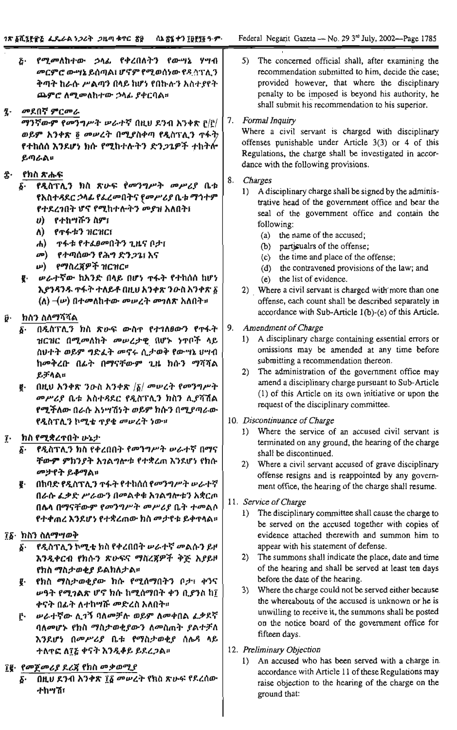፭· የሚመለከተው ኃላፊ የቀረበለትን የውሣኔ ሃሣብ መርምሮ ውሣኔ ይሰጣል፤ ሆኖም የሚወሰነው የዲሲፕሊን ቅጣት ከራሱ ሥልጣን በላይ ከሆነ የበኩሉን አስተያየት ጨምሮ ለሚመለከተው ኃላፊ ያቀርባል።

፯· መደበኛ ምርመራ

ማንኛውም የመንግሥት ሠራተኛ በዚህ ደንብ አንቀጽ ፫/፫/ ወይም አንቀጽ ፬ መሠረት በሚያስቀጣ የዲስፕሊን ጥፋት የተከሰሰ እንደሆነ ክሱ የሚከተሉትን ድንጋጌዎች ተከትሎ ይጣራል።

፰· የክስ ጽሑፍ

፩· የዲስፕሊን ክስ ጽሁፍ የመንግሥት መሥሪያ ቤቱ የአስተዳደር ኃላፊ የፈረመበትና የመሥሪያ ቤቱ ማኅተም የተደረገበት ሆኖ የሚከተሉትን መያዝ አለበት፤

ሀ) የተከሣሹን ስም፤

ለ) የጥፋቱን ዝርዝር፤

ሐ) ጥፋቱ የተፈፀመበትን ጊዜና ቦታ፤

መ) የተጣሰውን የሕግ ድንጋጌ፤ እና

ሠ) የማስረጃዎች ዝርዝር።

፪· ሠራተኛው ከአንድ በላይ በሆነ ጥፋት የተከሰሰ ከሆነ እያንዳንዱ ጥፋት ተለይቶ በዚህ አንቀጽ ንዑስ አንቀጽ ፩ (ለ) -(ሠ) በተመለከተው መሠረት መገለጽ አለበት።

፱· ክስን ስለማሻሻል

፩· በዲስፕሊን ክስ ጽሁፍ ውስጥ የተገለፀውን የጥፋት ዝርዝር በሚመለከት መሠረታዊ በሆኑ ነጥቦች ላይ ስህተት ወይም ግድፈት መኖሩ ሲታወቅ የውሣኔ ሃሣብ ከመቅረቡ በፊት በማናቸውም ጊዜ ክሱን ማሻሻል ይቻላል።

፪· በዚህ አንቀጽ ንዑስ አንቀጽ /፩/ መሠረት የመንግሥት መሥሪያ ቤቱ አስተዳደር የዲስፕሊን ክስን ሊያሻሽል የሚችለው በራሱ አነሣሽነት ወይም ክሱን በሚያጣራው የዲስፕሊን ኮሚቴ ጥያቄ መሠረት ነው።

፲· ክስ የሚቋረጥበት ሁኔታ

፩· የዲስፕሊን ክስ የቀረበበት የመንግሥት ሠራተኛ በማናቸውም ምክንያት አገልግሎቱ የተቋረጠ እንደሆነ የክሱ መታየት ይቆማል።

፪· በከባድ የዲስፕሊን ጥፋት የተከሰሰ የመንግሥት ሠራተኛ በራሱ ፈቃድ ሥራውን በመልቀቁ አገልግሎቱን አቋርጦ በሌላ በማናቸውም የመንግሥት መሥሪያ ቤት ተመልሶ የተቀጠረ እንደሆነ የተቋረጠው ክስ መታየቱ ይቀጥላል።

፲፩· ክስን ስለማሣወቅ

፩· የዲስፕሊን ኮሚቴ ክስ የቀረበበት ሠራተኛ መልሱን ይዞ እንዲቀርብ የክሱን ጽሁፍና ማስረጃዎች ቅጅ አያይዞ የክስ ማስታወቂያ ይልክለታል።

፪· የክስ ማስታወቂያው ክሱ የሚሰማበትን ቦታ፣ ቀንና ሠዓት የሚገልጽ ሆኖ ክሱ ከሚሰማበት ቀን ቢያንስ ከ፲ ቀናት በፊት ለተከሣሹ መድረስ አለበት።

፫· ሠራተኛው ሊገኝ ባለመቻሉ ወይም ለመቀበል ፈቃደኛ ባለመሆኑ የክስ ማስታወቂያውን ለመስጠት ያልተቻለ እንደሆነ በመሥሪያ ቤቱ የማስታወቂያ ሰሌዳ ላይ ተለጥፎ ለ፲፭ ቀናት እንዲቆይ ይደረጋል።

፲፪· የመጀመሪያ ደረጃ የክስ መቃወሚያ

፩· በዚህ ደንብ አንቀጽ ፲፩ መሠረት የክስ ጽሁፍ የደረሰው ተከሣሽ፣

5) The concerned official shall, after examining the recommendation submitted to him, decide the case; provided however, that where the disciplinary penalty to be imposed is beyond his authority, he shall submit his recommendation to his superior.

7. *Formal Inquiry*

Where a civil servant is charged with disciplinary offenses punishable under Article 3(3) or 4 of this Regulations, the charge shall be investigated in accordance with the following provisions.

8. *Charges*

1) A disciplinary charge shall be signed by the administrative head of the government office and bear the seal of the government office and contain the following:
   (a) the name of the accused;
   (b) partisualrs of the offense;
   (c) the time and place of the offense;
   (d) the contravened provisions of the law; and
   (e) the list of evidence.

2) Where a civil servant is charged with more than one offense, each count shall be described separately in accordance with Sub-Article 1(b)-(e) of this Article.

9. *Amendment of Charge*

1) A disciplinary charge containing essential errors or omissions may be amended at any time before submitting a recommendation thereon.

2) The administration of the government office may amend a disciplinary charge pursuant to Sub-Article (1) of this Article on its own initiative or upon the request of the disciplinary committee.

10. *Discontinuance of Charge*

1) Where the service of an accused civil servant is terminated on any ground, the hearing of the charge shall be discontinued.

2) Where a civil servant accused of grave disciplinary offense resigns and is reappointed by any government office, the hearing of the charge shall resume.

11. *Service of Charge*

1) The disciplinary committee shall cause the charge to be served on the accused together with copies of evidence attached therewith and summon him to appear with his statement of defense.

2) The summons shall indicate the place, date and time of the hearing and shall be served at least ten days before the date of the hearing.

3) Where the charge could not be served either because the whereabouts of the accused is unknown or he is unwilling to receive it, the summons shall be posted on the notice board of the government office for fifteen days.

12. *Preliminary Objection*

1) An accused who has been served with a charge in accordance with Article 11 of these Regulations may raise objection to the hearing of the charge on the ground that: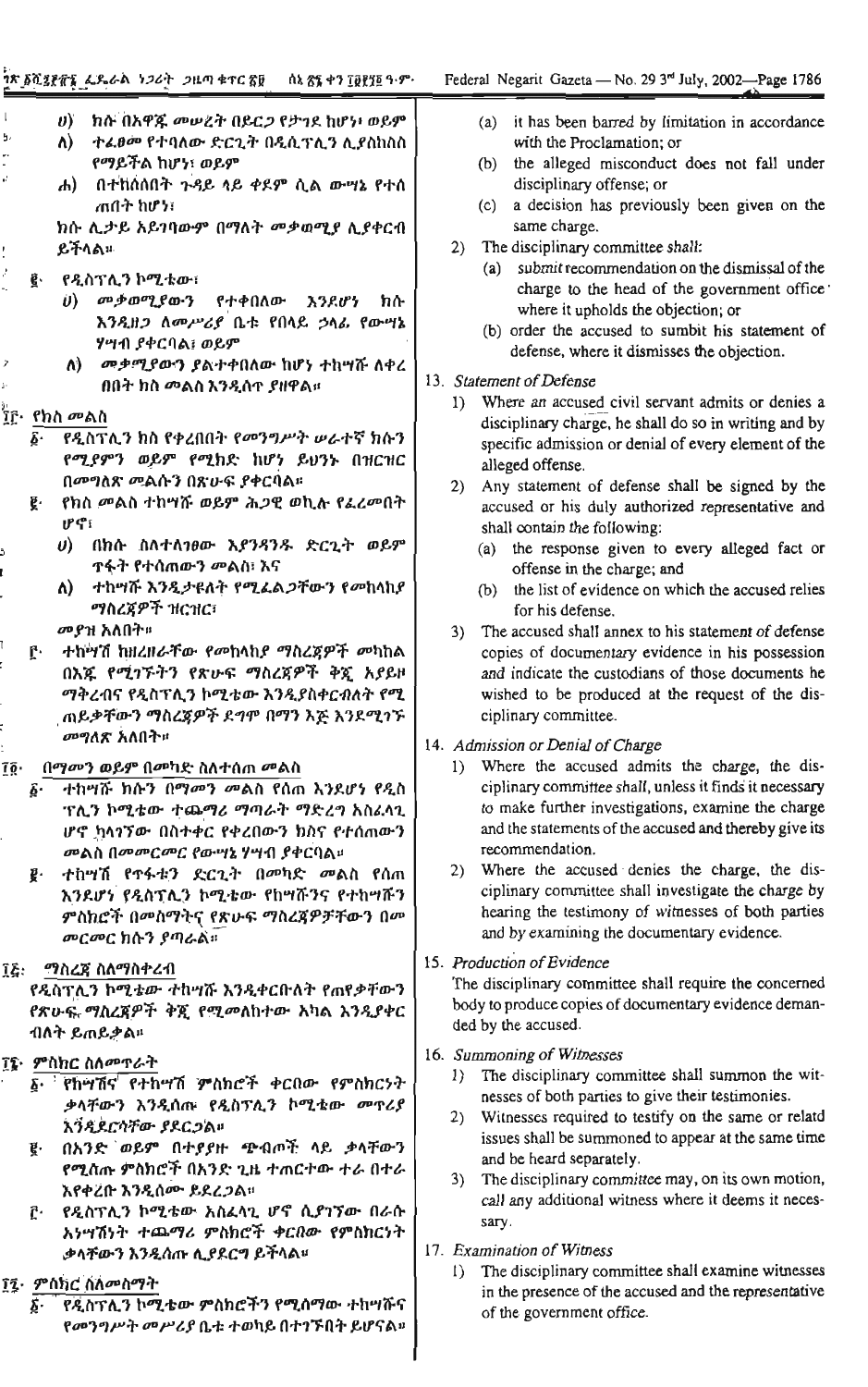ሀ) ክሱ በአዋጁ መሠረት በይርጋ የታገደ ከሆነ፣ ወይም

ለ) ተፈፅሞ የተባለው ድርጊት በዲሲፕሊን ሊያስከስስ የማይችል ከሆነ፣ ወይም

ሐ) በተከሰሰበት ጉዳይ ላይ ቀደም ሲል ውሣኔ የተሰጠበት ከሆነ፣

ክሱ ሊታይ አይገባውም በማለት መቃወሚያ ሊያቀርብ ይችላል።

፪· የዲስፕሊን ኮሚቴው፣

ሀ) መቃወሚያውን የተቀበለው እንደሆነ ክሱ እንዲዘጋ ለመሥሪያ ቤቱ የበላይ ኃላፊ የውሣኔ ሃሣብ ያቀርባል፤ ወይም

ለ) መቃሚያውን ያልተቀበለው ከሆነ ተከሣሹ ለቀረበበት ክስ መልስ እንዲሰጥ ያዘዋል።

፲፫· የክስ መልስ

፩· የዲስፕሊን ክስ የቀረበበት የመንግሥት ሠራተኛ ክሱን የሚያምን ወይም የሚክድ ከሆነ ይህንኑ በዝርዝር በመግለጽ መልሱን በጽሁፍ ያቀርባል።

፪· የክስ መልስ ተከሣሹ ወይም ሕጋዊ ወኪሉ የፈረመበት ሆኖ፣

ሀ) በክሱ ስለተለገፀው እያንዳንዱ ድርጊት ወይም ጥፋት የተሰጠውን መልስ፣ እና

ለ) ተከሣሹ እንዲታዩለት የሚፈልጋቸውን የመከላከያ ማስረጃዎች ዝርዝር፣

መያዝ አለበት።

፫· ተከሣሽ ከዘረዘራቸው የመከላከያ ማስረጃዎች መካከል በእጁ የሚገኙትን የጽሁፍ ማስረጃዎች ቅጂ አያይዞ ማቅረብና የዲስፕሊን ኮሚቴው እንዲያስቀርብለት የሚጠይቃቸውን ማስረጃዎች ደግሞ በማን እጅ እንደሚገኙ መግለጽ አለበት።

፲፬· በማመን ወይም በመካድ ስለተሰጠ መልስ

፩· ተከሣሹ ክሱን በማመን መልስ የሰጠ እንደሆነ የዲሲፕሊን ኮሚቴው ተጨማሪ ማጣራት ማድረግ አስፈላጊ ሆኖ ካላገኘው በስተቀር የቀረበውን ክስና የተሰጠውን መልስ በመመርመር የውሣኔ ሃሣብ ያቀርባል።

፪· ተከሣሽ የጥፋቱን ድርጊት በመካድ መልስ የሰጠ እንደሆነ የዲስፕሊን ኮሚቴው የከሣሹንና የተከሣሹን ምስክሮች በመስማትና የጽሁፍ ማስረጃዎቻቸውን በመመርመር ክሱን ያጣራል።

፲፭· ማስረጃ ስለማስቀረብ

የዲስፕሊን ኮሚቴው ተከሣሹ እንዲቀርቡለት የጠየቃቸውን የጽሁፍ ማስረጃዎች ቅጂ የሚመለከተው አካል እንዲያቀርብለት ይጠይቃል።

፲፮· ምስክር ስለመጥራት

፩· የከሣሽና የተከሣሽ ምስክሮች ቀርበው የምስክርነት ቃላቸውን እንዲሰጡ የዲስፕሊን ኮሚቴው መጥሪያ እንዲደርሳቸው ያደርጋል።

፪· በአንድ ወይም በተያያዙ ጭብጦች ላይ ቃላቸውን የሚሰጡ ምስክሮች በአንድ ጊዜ ተጠርተው ተራ በተራ እየቀረቡ እንዲሰሙ ይደረጋል።

፫· የዲስፕሊን ኮሚቴው አስፈላጊ ሆኖ ሲያገኘው በራሱ አነሣሽነት ተጨማሪ ምስክሮች ቀርበው የምስክርነት ቃላቸውን እንዲሰጡ ሊያደርግ ይችላል።

፲፯· ምስክር ስለመስማት

፩· የዲስፕሊን ኮሚቴው ምስክሮችን የሚሰማው ተከሣሹና የመንግሥት መሥሪያ ቤቱ ተወካይ በተገኙበት ይሆናል።

(a) it has been barred by limitation in accordance with the Proclamation; or

(b) the alleged misconduct does not fall under disciplinary offense; or

(c) a decision has previously been given on the same charge.

2) The disciplinary committee shall:

(a) submit recommendation on the dismissal of the charge to the head of the government office where it upholds the objection; or

(b) order the accused to sumbit his statement of defense, where it dismisses the objection.

13. *Statement of Defense*

1) Where an accused civil servant admits or denies a disciplinary charge, he shall do so in writing and by specific admission or denial of every element of the alleged offense.

2) Any statement of defense shall be signed by the accused or his duly authorized representative and shall contain the following:

(a) the response given to every alleged fact or offense in the charge; and

(b) the list of evidence on which the accused relies for his defense.

3) The accused shall annex to his statement of defense copies of documentary evidence in his possession and indicate the custodians of those documents he wished to be produced at the request of the disciplinary committee.

14. *Admission or Denial of Charge*

1) Where the accused admits the charge, the disciplinary committee shall, unless it finds it necessary to make further investigations, examine the charge and the statements of the accused and thereby give its recommendation.

2) Where the accused denies the charge, the disciplinary committee shall investigate the charge by hearing the testimony of witnesses of both parties and by examining the documentary evidence.

15. *Production of Evidence*

The disciplinary committee shall require the concerned body to produce copies of documentary evidence demanded by the accused.

16. *Summoning of Witnesses*

1) The disciplinary committee shall summon the witnesses of both parties to give their testimonies.

2) Witnesses required to testify on the same or relatd issues shall be summoned to appear at the same time and be heard separately.

3) The disciplinary committee may, on its own motion, call any additional witness where it deems it necessary.

17. *Examination of Witness*

1) The disciplinary committee shall examine witnesses in the presence of the accused and the representative of the government office.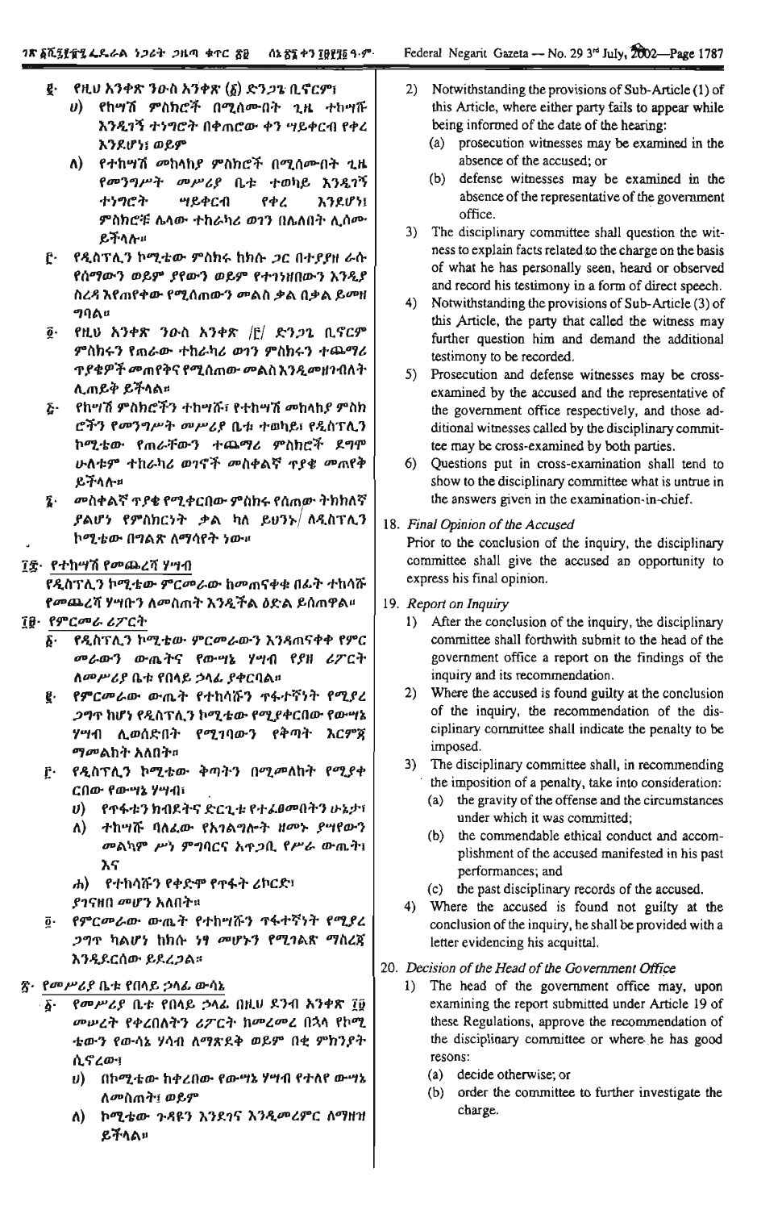፪· የዚህ አንቀጽ ንዑስ አንቀጽ (፩) ድንጋጌ ቢኖርም፣
   ሀ) የከሣሽ ምስክሮች በሚሰሙበት ጊዜ ተከሣሹ እንዲገኝ ተነግሮት በቀጠሮው ቀን ሣይቀርብ የቀረ እንደሆነ፤ ወይም
   ለ) የተከሣሽ መከላከያ ምስክሮች በሚሰሙበት ጊዜ የመንግሥት መሥሪያ ቤቱ ተወካይ እንዲገኝ ተነግሮት ሣይቀርብ የቀረ እንደሆነ፣ ምስክሮቹ ሌላው ተከራካሪ ወገን በሌለበት ሊሰሙ ይችላሉ።
፫· የዲስፕሊን ኮሚቴው ምስክሩ ከክሱ ጋር በተያያዘ ራሱ የሰማውን ወይም ያየውን ወይም የተገነዘበውን እንዲያስረዳ እየጠየቀው የሚሰጠውን መልስ ቃል በቃል ይመዘግባል።
፬· የዚህ አንቀጽ ንዑስ አንቀጽ /፫/ ድንጋጌ ቢኖርም ምስክሩን የጠራው ተከራካሪ ወገን ምስክሩን ተጨማሪ ጥያቄዎች መጠየቅና የሚሰጠው መልስ እንዲመዘገብለት ሊጠይቅ ይችላል።
፭· የከሣሽ ምስክሮችን ተከሣሹ፣ የተከሣሽ መከላከያ ምስክሮችን የመንግሥት መሥሪያ ቤቱ ተወካይ፣ የዲስፕሊን ኮሚቴው የጠራቸውን ተጨማሪ ምስክሮች ደግሞ ሁለቱም ተከራካሪ ወገኖች መስቀልኛ ጥያቄ መጠየቅ ይችላሉ።
፮· መስቀልኛ ጥያቄ የሚቀርበው ምስክሩ የሰጠው ትክክለኛ ያልሆነ የምስክርነት ቃል ካለ ይህንኑ/ ለዲስፕሊን ኮሚቴው በግልጽ ለማሳየት ነው።

፲፰· የተከሣሽ የመጨረሻ ሃሣብ

የዲስፕሊን ኮሚቴው ምርመራው ከመጠናቀቁ በፊት ተከሳሹ የመጨረሻ ሃሳቡን ለመስጠት እንዲችል ዕድል ይሰጠዋል።

፲፱· የምርመራ ሪፖርት

፩· የዲስፕሊን ኮሚቴው ምርመራውን እንዳጠናቀቀ የምርመራውን ውጤትና የውሣኔ ሃሣብ የያዘ ሪፖርት ለመሥሪያ ቤቱ የበላይ ኃላፊ ያቀርባል።
፪· የምርመራው ውጤት የተከሳሹን ጥፋተኛነት የሚያረጋግጥ ከሆነ የዲስፕሊን ኮሚቴው የሚያቀርበው የውሣኔ ሃሣብ ሊወሰድበት የሚገባውን የቅጣት እርምጃ ማመልከት አለበት።
፫· የዲስፕሊን ኮሚቴው ቅጣትን በሚመለከት የሚያቀርበው የውሣኔ ሃሣብ፣
   ሀ) የጥፋቱን ክብደትና ድርጊቱ የተፈፀመበትን ሁኔታ፣
   ለ) ተከሣሹ ባለፈው የአገልግሎት ዘመኑ ያሣየውን መልካም ሥነ ምግባርና አጥጋቢ የሥራ ውጤት፣ እና
   ሐ) የተከሳሹን የቀድሞ የጥፋት ሪከርድ፣
   ያገናዘበ መሆን አለበት።
፬· የምርመራው ውጤት የተከሣሹን ጥፋተኛነት የሚያረጋግጥ ካልሆነ ከክሱ ነፃ መሆኑን የሚገልጽ ማስረጃ እንዲደርሰው ይደረጋል።

፳· የመሥሪያ ቤቱ የበላይ ኃላፊ ውሳኔ

፩· የመሥሪያ ቤቱ የበላይ ኃላፊ በዚህ ደንብ አንቀጽ ፲፱ መሠረት የቀረበለትን ሪፖርት ከመረመረ በኋላ የኮሚቴውን የውሳኔ ሃሳብ ለማጽደቅ ወይም በቂ ምክንያት ሲኖረው፣
   ሀ) በኮሚቴው ከቀረበው የውሣኔ ሃሣብ የተለየ ውሣኔ ለመስጠት፣ ወይም
   ለ) ኮሚቴው ጉዳዩን እንደገና እንዲመረምር ለማዘዝ ይችላል።

2) Notwithstanding the provisions of Sub-Article (1) of this Article, where either party fails to appear while being informed of the date of the hearing:
   (a) prosecution witnesses may be examined in the absence of the accused; or
   (b) defense witnesses may be examined in the absence of the representative of the government office.
3) The disciplinary committee shall question the witness to explain facts related to the charge on the basis of what he has personally seen, heard or observed and record his testimony in a form of direct speech.
4) Notwithstanding the provisions of Sub-Article (3) of this Article, the party that called the witness may further question him and demand the additional testimony to be recorded.
5) Prosecution and defense witnesses may be cross-examined by the accused and the representative of the government office respectively, and those additional witnesses called by the disciplinary committee may be cross-examined by both parties.
6) Questions put in cross-examination shall tend to show to the disciplinary committee what is untrue in the answers given in the examination-in-chief.

18. *Final Opinion of the Accused*

Prior to the conclusion of the inquiry, the disciplinary committee shall give the accused an opportunity to express his final opinion.

19. *Report on Inquiry*

1) After the conclusion of the inquiry, the disciplinary committee shall forthwith submit to the head of the government office a report on the findings of the inquiry and its recommendation.
2) Where the accused is found guilty at the conclusion of the inquiry, the recommendation of the disciplinary committee shall indicate the penalty to be imposed.
3) The disciplinary committee shall, in recommending the imposition of a penalty, take into consideration:
   (a) the gravity of the offense and the circumstances under which it was committed;
   (b) the commendable ethical conduct and accomplishment of the accused manifested in his past performances; and
   (c) the past disciplinary records of the accused.
4) Where the accused is found not guilty at the conclusion of the inquiry, he shall be provided with a letter evidencing his acquittal.

20. *Decision of the Head of the Government Office*

1) The head of the government office may, upon examining the report submitted under Article 19 of these Regulations, approve the recommendation of the disciplinary committee or where he has good resons:
   (a) decide otherwise; or
   (b) order the committee to further investigate the charge.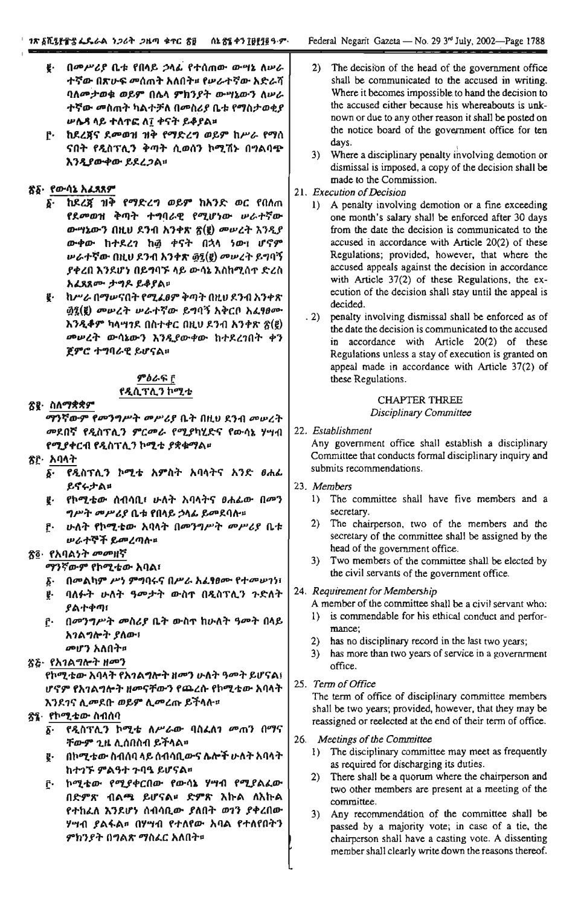፪· በመሥሪያ ቤቱ የበላይ ኃላፊ የተሰጠው ውሣኔ ለሠራተኛው በጽሁፍ መሰጠት አለበት። የሠራተኛው አድራሻ ባለመታወቁ ወይም በሌላ ምክንያት ውሣኔውን ለሠራተኛው መስጠት ካልተቻለ በመስሪያ ቤቱ የማስታወቂያ ሠሌዳ ላይ ተለጥፎ ለ፲ ቀናት ይቆያል።

፫· ከደረጃና ደመወዝ ዝቅ የማድረግ ወይም ከሥራ የማሰናበት የዲስፕሊን ቅጣት ሲወሰን ኮሚሽኑ በግልባጭ እንዲያውቀው ይደረጋል።

፳፩· የውሳኔ አፈጻጸም

፩· ከደረጃ ዝቅ የማድረግ ወይም ከአንድ ወር የበለጠ የደመወዝ ቅጣት ተግባራዊ የሚሆነው ሠራተኛው ውሣኔውን በዚህ ደንብ አንቀጽ ፳(፪) መሠረት እንዲያውቀው ከተደረገ ከ፴ ቀናት በኋላ ነው፤ ሆኖም ሠራተኛው በዚህ ደንብ አንቀጽ ፴፯(፪) መሠረት ይግባኝ ያቀረበ እንደሆነ በይግባኙ ላይ ውሳኔ እስከሚሰጥ ድረስ አፈጻጸሙ ታግዶ ይቆያል።

፪· ከሥራ በማሠናበት የሚፈፀም ቅጣት በዚህ ደንብ አንቀጽ ፴፯(፪) መሠረት ሠራተኛው ይግባኝ አቅርቦ አፈፃፀሙ እንዲቆም ካላሣገደ በስተቀር በዚህ ደንብ አንቀጽ ፳(፪) መሠረት ውሳኔውን እንዲያውቀው ከተደረገበት ቀን ጀምሮ ተግባራዊ ይሆናል።

## ምዕራፍ ፫
## የዲሲፕሊን ኮሚቴ

፳፪· ስለማቋቋም

ማንኛውም የመንግሥት መሥሪያ ቤት በዚህ ደንብ መሠረት መደበኛ የዲስፕሊን ምርመራ የሚያካሂድና የውሳኔ ሃሣብ የሚያቀርብ የዲስፕሊን ኮሚቴ ያቋቁማል።

፳፫· አባላት

፩· የዲስፕሊን ኮሚቴ አምስት አባላትና አንድ ፀሐፊ ይኖሩታል።

፪· የኮሚቴው ሰብሳቢ፣ ሁለት አባላትና ፀሐፊው በመንግሥት መሥሪያ ቤቱ የበላይ ኃላፊ ይመደባሉ።

፫· ሁለት የኮሚቴው አባላት በመንግሥት መሥሪያ ቤቱ ሠራተኞች ይመረጣሉ።

፳፬· የአባልነት መመዘኛ

ማንኛውም የኮሚቴው አባል፣

፩· በመልካም ሥነ ምግባሩና በሥራ አፈፃፀሙ የተመሠገነ፣

፪· ባለፉት ሁለት ዓመታት ውስጥ በዲስፕሊን ጉድለት ያልተቀጣ፣

፫· በመንግሥት መስሪያ ቤት ውስጥ ከሁለት ዓመት በላይ አገልግሎት ያለው፣

መሆን አለበት።

፳፭· የአገልግሎት ዘመን

የኮሚቴው አባላት የአገልግሎት ዘመን ሁለት ዓመት ይሆናል፤ ሆኖም የአገልግሎት ዘመናቸውን የጨረሱ የኮሚቴው አባላት እንደገና ሊመደቡ ወይም ሊመረጡ ይችላሉ።

፳፮· የኮሚቴው ስብሰባ

፩· የዲስፕሊን ኮሚቴ ለሥራው ባስፈለገ መጠን በማናቸውም ጊዜ ሊሰበሰብ ይችላል።

፪· በኮሚቴው ስብሰባ ላይ ሰብሳቢውና ሌሎች ሁለት አባላት ከተገኙ ምልዓተ ጉባዔ ይሆናል።

፫· ኮሚቴው የሚያቀርበው የውሳኔ ሃሣብ የሚያልፈው በድምጽ ብልጫ ይሆናል። ድምጽ እኩል ለእኩል የተከፈለ እንደሆነ ሰብሳቢው ያለበት ወገን ያቀረበው ሃሣብ ያልፋል። በሃሣብ የተለየው አባል የተለየበትን ምክንያት በግልጽ ማስፈር አለበት።

2) The decision of the head of the government office shall be communicated to the accused in writing. Where it becomes impossible to hand the decision to the accused either because his whereabouts is unknown or due to any other reason it shall be posted on the notice board of the government office for ten days.

3) Where a disciplinary penalty involving demotion or dismissal is imposed, a copy of the decision shall be made to the Commission.

21. *Execution of Decision*

1) A penalty involving demotion or a fine exceeding one month's salary shall be enforced after 30 days from the date the decision is communicated to the accused in accordance with Article 20(2) of these Regulations; provided, however, that where the accused appeals against the decision in accordance with Article 37(2) of these Regulations, the execution of the decision shall stay until the appeal is decided.

2) penalty involving dismissal shall be enforced as of the date the decision is communicated to the accused in accordance with Article 20(2) of these Regulations unless a stay of execution is granted on appeal made in accordance with Article 37(2) of these Regulations.

## CHAPTER THREE
## *Disciplinary Committee*

22. *Establishment*

Any government office shall establish a disciplinary Committee that conducts formal disciplinary inquiry and submits recommendations.

23. *Members*

1) The committee shall have five members and a secretary.

2) The chairperson, two of the members and the secretary of the committee shall be assigned by the head of the government office.

3) Two members of the committee shall be elected by the civil servants of the government office.

24. *Requirement for Membership*

A member of the committee shall be a civil servant who:

1) is commendable for his ethical conduct and performance;

2) has no disciplinary record in the last two years;

3) has more than two years of service in a government office.

25. *Term of Office*

The term of office of disciplinary committee members shall be two years; provided, however, that they may be reassigned or reelected at the end of their term of office.

26. *Meetings of the Committee*

1) The disciplinary committee may meet as frequently as required for discharging its duties.

2) There shall be a quorum where the chairperson and two other members are present at a meeting of the committee.

3) Any recommendation of the committee shall be passed by a majority vote; in case of a tie, the chairperson shall have a casting vote. A dissenting member shall clearly write down the reasons thereof.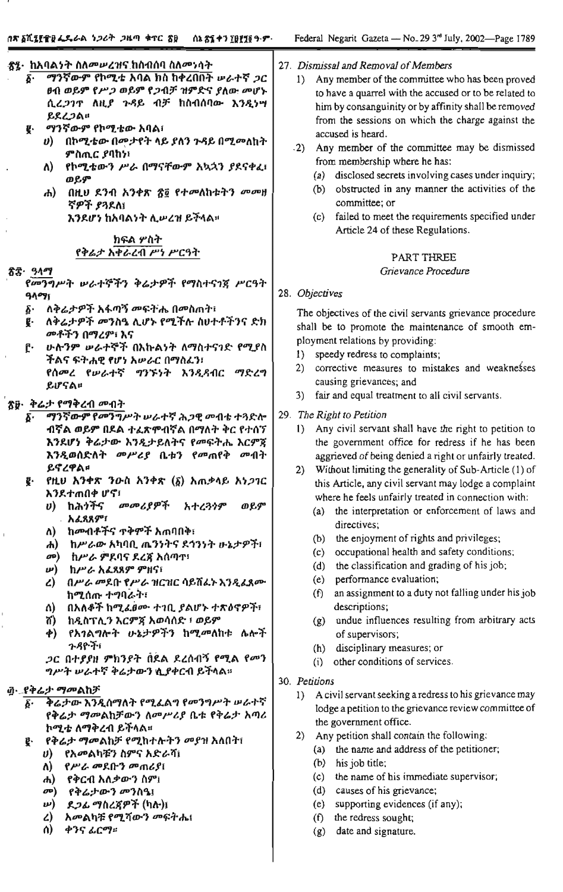፳፯· ከአባልነት ስለመሠረዝና ከስብሰባ ስለመነሳት

፩· ማንኛውም የኮሚቴ አባል ክስ ከቀረበበት ሠራተኛ ጋር ፀብ ወይም የሥጋ ወይም የጋብቻ ዝምድና ያለው መሆኑ ሲረጋገጥ ለዚያ ጉዳይ ብቻ ከስብሰባው እንዲነሣ ይደረጋል።

፪· ማንኛውም የኮሚቴው አባል፣

ሀ) በኮሚቴው በመታየት ላይ ያለን ጉዳይ በሚመለከት ምስጢር ያባከነ፣

ለ) የኮሚቴውን ሥራ በማናቸውም አኳኋን ያደናቀፈ፣ ወይም

ሐ) በዚህ ደንብ አንቀጽ ፳፬ የተመለከቱትን መመዘኛዎች ያጓደለ፣

እንደሆነ ከአባልነት ሊሠረዝ ይችላል።

## ክፍል ሦስት

### የቅሬታ አቀራረብ ሥነ ሥርዓት

፳፰· ዓላማ

የመንግሥት ሠራተኞችን ቅሬታዎች የማስተናገጃ ሥርዓት ዓላማ፣

፩· ለቅሬታዎች አፋጣኝ መፍትሔ በመስጠት፣

፪· ለቅሬታዎች መንስዔ ሊሆኑ የሚችሉ ስህተቶችንና ድክመቶችን በማረም፣ እና

፫· ሁሉንም ሠራተኞች በእኩልነት ለማስተናገድ የሚያስችልና ፍትሐዊ የሆነ አሠራር በማስፈን፣

የሰመረ የሥራተኛ ግንኙነት እንዲዳብር ማድረግ ይሆናል።

፳፱· ቅሬታ የማቅረብ መብት

፩· ማንኛውም የመንግሥት ሠራተኛ ሕጋዊ መብቱ ተጓድሎ ብኛል ወይም በደል ተፈጽሞብኛል በማለት ቅር የተሰኘ እንደሆነ ቅሬታው እንዲታይለትና የመፍትሔ እርምጃ እንዲወሰድለት መሥሪያ ቤቱን የመጠየቅ መብት ይኖረዋል።

፪· የዚህ አንቀጽ ንዑስ አንቀጽ (፩) አጠቃላይ አነጋገር እንደተጠበቀ ሆኖ፣

ሀ) ከሕጎችና መመሪያዎች አተረጓጎም ወይም አፈጻጸም፣

ለ) ከመብቶችና ጥቅሞች አጠባበቅ፣

ሐ) ከሥራው አካባቢ ጤንነትና ደኅንነት ሁኔታዎች፣

መ) ከሥራ ምደባና ደረጃ አሰጣጥ፣

ሠ) ከሥራ አፈጻጸም ምዘና፣

ረ) በሥራ መደቡ የሥራ ዝርዝር ሳይሸፈኑ እንዲፈጸሙ ከሚሰጡ ተግባራት፣

ሰ) በአለቆች ከሚፈፀሙ ተገቢ ያልሆኑ ተጽዕኖዎች፣

ሸ) ከዲስፕሊን እርምጃ አወሳሰድ ፣ ወይም

ቀ) የአገልግሎት ሁኔታዎችን ከሚመለከቱ ሌሎች ጉዳዮች፣

ጋር በተያያዘ ምክንያት በደል ደረሰብኝ የሚል የመንግሥት ሠራተኛ ቅሬታውን ሊያቀርብ ይችላል።

፴· የቅሬታ ማመልከቻ

፩· ቅሬታው እንዲሰማለት የሚፈልግ የመንግሥት ሠራተኛ የቅሬታ ማመልከቻውን ለመሥሪያ ቤቱ የቅሬታ አጣሪ ኮሚቴ ለማቅረብ ይችላል።

፪· የቅሬታ ማመልከቻ የሚከተሉትን መያዝ አለበት፣

ሀ) የአመልካቹን ስምና አድራሻ፣

ለ) የሥራ መደቡን መጠሪያ፣

ሐ) የቅርብ አለቃውን ስም፣

መ) የቅሬታውን መንስዔ፣

ሠ) ደጋፊ ማስረጃዎች (ካሉ)፣

ረ) አመልካቹ የሚሻውን መፍትሔ፣

ሰ) ቀንና ፊርማ።

27. *Dismissal and Removal of Members*

1) Any member of the committee who has been proved to have a quarrel with the accused or to be related to him by consanguinity or by affinity shall be removed from the sessions on which the charge against the accused is heard.

2) Any member of the committee may be dismissed from membership where he has:

(a) disclosed secrets involving cases under inquiry;

(b) obstructed in any manner the activities of the committee; or

(c) failed to meet the requirements specified under Article 24 of these Regulations.

## PART THREE

### *Grievance Procedure*

28. *Objectives*

The objectives of the civil servants grievance procedure shall be to promote the maintenance of smooth employment relations by providing:

1) speedy redress to complaints;

2) corrective measures to mistakes and weaknesses causing grievances; and

3) fair and equal treatment to all civil servants.

29. *The Right to Petition*

1) Any civil servant shall have the right to petition to the government office for redress if he has been aggrieved of being denied a right or unfairly treated.

2) Without limiting the generality of Sub-Article (1) of this Article, any civil servant may lodge a complaint where he feels unfairly treated in connection with:

(a) the interpretation or enforcement of laws and directives;

(b) the enjoyment of rights and privileges;

(c) occupational health and safety conditions;

(d) the classification and grading of his job;

(e) performance evaluation;

(f) an assignment to a duty not falling under his job descriptions;

(g) undue influences resulting from arbitrary acts of supervisors;

(h) disciplinary measures; or

(i) other conditions of services.

30. *Petitions*

1) A civil servant seeking a redress to his grievance may lodge a petition to the grievance review committee of the government office.

2) Any petition shall contain the following:

(a) the name and address of the petitioner;

(b) his job title;

(c) the name of his immediate supervisor;

(d) causes of his grievance;

(e) supporting evidences (if any);

(f) the redress sought;

(g) date and signature.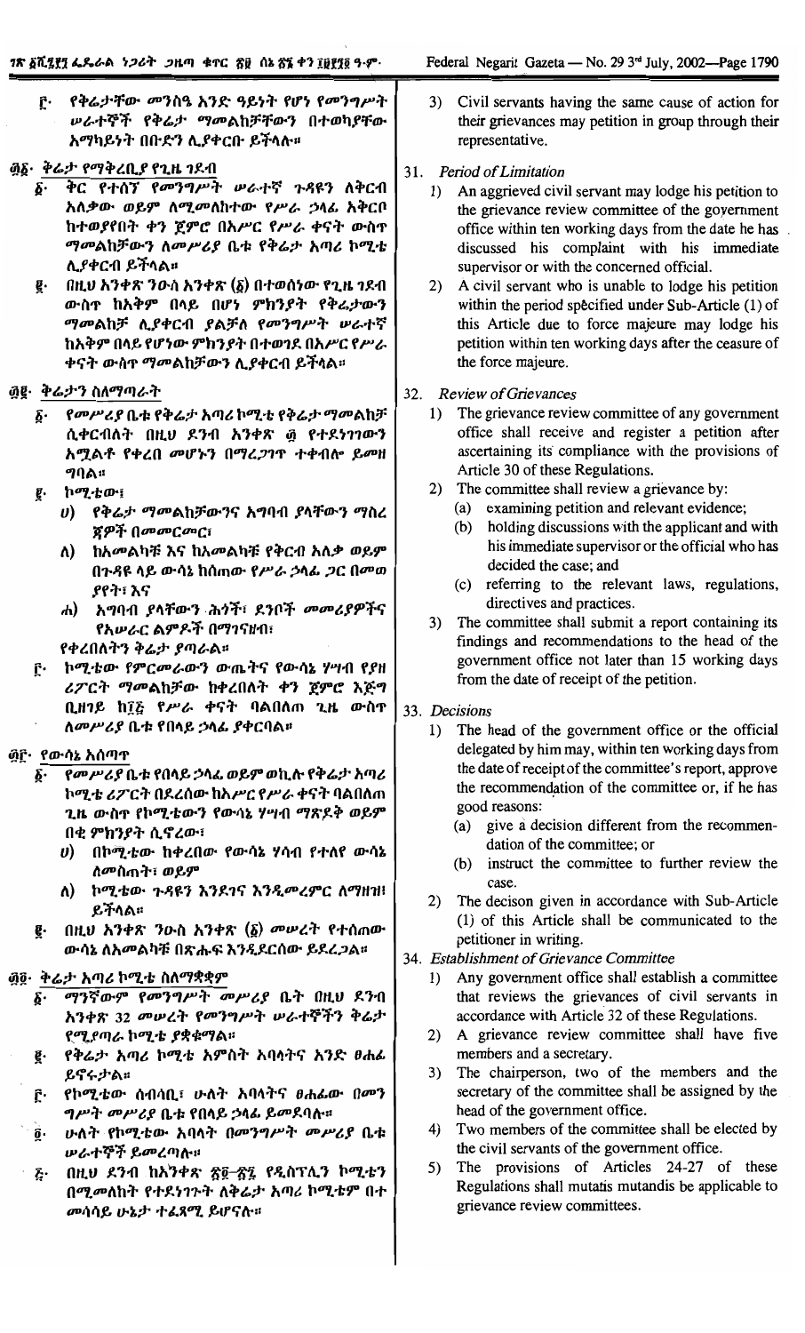፫· የቅሬታቸው መንስዔ አንድ ዓይነት የሆነ የመንግሥት ሠራተኞች የቅሬታ ማመልከቻቸውን በተወካያቸው አማካይነት በቡድን ሊያቀርቡ ይችላሉ።

## ፴፩· ቅሬታ የማቅረቢያ የጊዜ ገደብ

፩· ቅር የተሰኘ የመንግሥት ሠራተኛ ጉዳዩን ለቅርብ አለቃው ወይም ለሚመለከተው የሥራ ኃላፊ አቅርቦ ከተወያየበት ቀን ጀምሮ በአሥር የሥራ ቀናት ውስጥ ማመልከቻውን ለመሥሪያ ቤቱ የቅሬታ አጣሪ ኮሚቴ ሊያቀርብ ይችላል።

፪· በዚህ አንቀጽ ንዑስ አንቀጽ (፩) በተወሰነው የጊዜ ገደብ ውስጥ ከአቅም በላይ በሆነ ምክንያት የቅሬታውን ማመልከቻ ሊያቀርብ ያልቻለ የመንግሥት ሠራተኛ ከአቅም በላይ የሆነው ምክንያት በተወገደ በአሥር የሥራ ቀናት ውስጥ ማመልከቻውን ሊያቀርብ ይችላል።

## ፴፪· ቅሬታን ስለማጣራት

፩· የመሥሪያ ቤቱ የቅሬታ አጣሪ ኮሚቴ የቅሬታ ማመልከቻ ሲቀርብለት በዚህ ደንብ አንቀጽ ፴ የተደነገገውን አሟልቶ የቀረበ መሆኑን በማረጋገጥ ተቀብሎ ይመዘግባል።

፪· ኮሚቴው፣

ሀ) የቅሬታ ማመልከቻውንና አግባብ ያላቸውን ማስረጃዎች በመመርመር፣

ለ) ከአመልካቹ እና ከአመልካቹ የቅርብ አለቃ ወይም በጉዳዩ ላይ ውሳኔ ከሰጠው የሥራ ኃላፊ ጋር በመወያየት፣ እና

ሐ) አግባብ ያላቸውን ሕጎች፣ ደንቦች መመሪያዎችና የአሠራር ልምዶች በማገናዘብ፣

የቀረበለትን ቅሬታ ያጣራል።

፫· ኮሚቴው የምርመራውን ውጤትና የውሳኔ ሃሣብ የያዘ ሪፖርት ማመልከቻው ከቀረበለት ቀን ጀምሮ እጅግ ቢዘገይ ከ፲፭ የሥራ ቀናት ባልበለጠ ጊዜ ውስጥ ለመሥሪያ ቤቱ የበላይ ኃላፊ ያቀርባል።

## ፴፫· የውሳኔ አሰጣጥ

፩· የመሥሪያ ቤቱ የበላይ ኃላፊ ወይም ወኪሉ የቅሬታ አጣሪ ኮሚቴ ሪፖርት በደረሰው ከአሥር የሥራ ቀናት ባልበለጠ ጊዜ ውስጥ የኮሚቴውን የውሳኔ ሃሣብ ማጽደቅ ወይም በቂ ምክንያት ሲኖረው፣

ሀ) በኮሚቴው ከቀረበው የውሳኔ ሃሳብ የተለየ ውሳኔ ለመስጠት፣ ወይም

ለ) ኮሚቴው ጉዳዩን እንደገና እንዲመረምር ለማዘዝ፣ ይችላል።

፪· በዚህ አንቀጽ ንዑስ አንቀጽ (፩) መሠረት የተሰጠው ውሳኔ ለአመልካቹ በጽሑፍ እንዲደርሰው ይደረጋል።

## ፴፬· ቅሬታ አጣሪ ኮሚቴ ስለማቋቋም

፩· ማንኛውም የመንግሥት መሥሪያ ቤት በዚህ ደንብ አንቀጽ 32 መሠረት የመንግሥት ሠራተኞችን ቅሬታ የሚያጣራ ኮሚቴ ያቋቁማል።

፪· የቅሬታ አጣሪ ኮሚቴ አምስት አባላትና አንድ ፀሐፊ ይኖሩታል።

፫· የኮሚቴው ሰብሳቢ፣ ሁለት አባላትና ፀሐፊው በመንግሥት መሥሪያ ቤቱ የበላይ ኃላፊ ይመደባሉ።

፬· ሁለት የኮሚቴው አባላት በመንግሥት መሥሪያ ቤቱ ሠራተኞች ይመረጣሉ።

፭· በዚህ ደንብ ከአንቀጽ ፳፬-፳፯ የዲሲፕሊን ኮሚቴን በሚመለከት የተደነገጉት ለቅሬታ አጣሪ ኮሚቴም በተመሳሳይ ሁኔታ ተፈጻሚ ይሆናሉ።

3) Civil servants having the same cause of action for their grievances may petition in group through their representative.

## 31. Period of Limitation

1) An aggrieved civil servant may lodge his petition to the grievance review committee of the government office within ten working days from the date he has discussed his complaint with his immediate supervisor or with the concerned official.

2) A civil servant who is unable to lodge his petition within the period specified under Sub-Article (1) of this Article due to force majeure may lodge his petition within ten working days after the ceasure of the force majeure.

## 32. Review of Grievances

1) The grievance review committee of any government office shall receive and register a petition after ascertaining its compliance with the provisions of Article 30 of these Regulations.

2) The committee shall review a grievance by:
   - (a) examining petition and relevant evidence;
   - (b) holding discussions with the applicant and with his immediate supervisor or the official who has decided the case; and
   - (c) referring to the relevant laws, regulations, directives and practices.

3) The committee shall submit a report containing its findings and recommendations to the head of the government office not later than 15 working days from the date of receipt of the petition.

## 33. Decisions

1) The head of the government office or the official delegated by him may, within ten working days from the date of receipt of the committee's report, approve the recommendation of the committee or, if he has good reasons:
   - (a) give a decision different from the recommendation of the committee; or
   - (b) instruct the committee to further review the case.

2) The decison given in accordance with Sub-Article (1) of this Article shall be communicated to the petitioner in writing.

## 34. Establishment of Grievance Committee

1) Any government office shall establish a committee that reviews the grievances of civil servants in accordance with Article 32 of these Regulations.

2) A grievance review committee shall have five members and a secretary.

3) The chairperson, two of the members and the secretary of the committee shall be assigned by the head of the government office.

4) Two members of the committee shall be elected by the civil servants of the government office.

5) The provisions of Articles 24-27 of these Regulations shall mutatis mutandis be applicable to grievance review committees.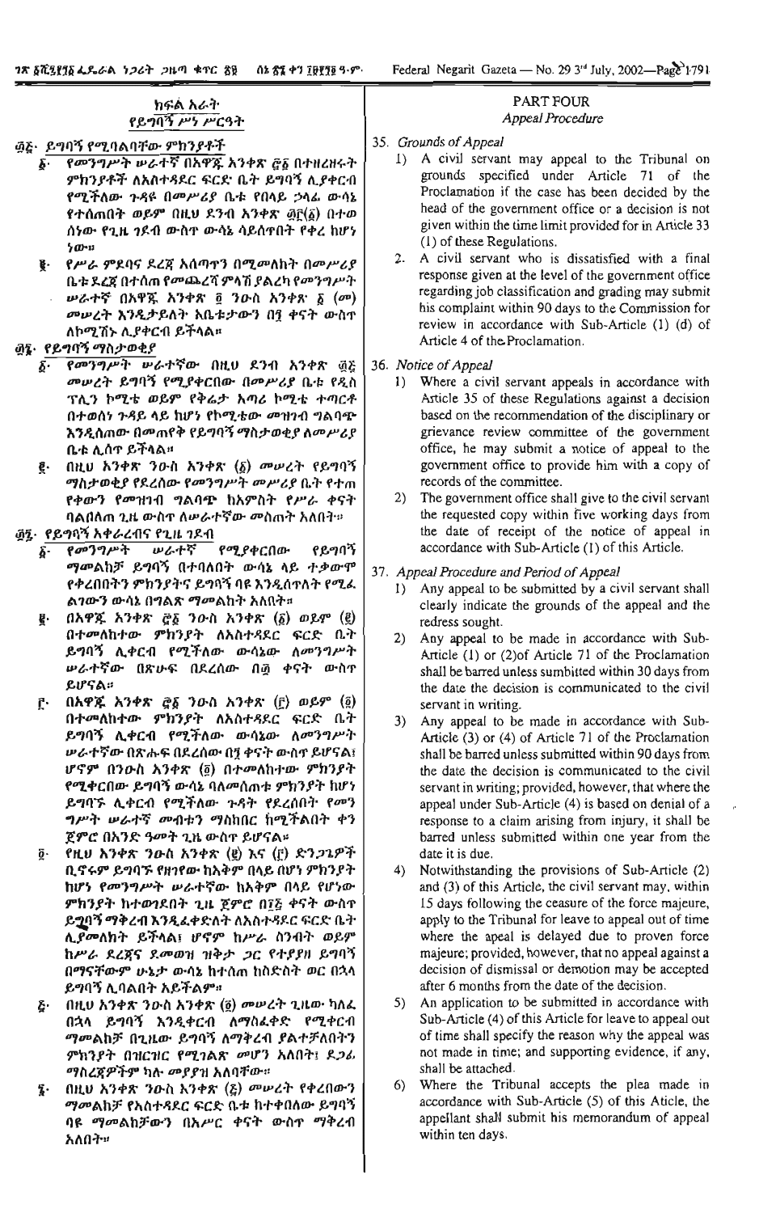## ክፍል አራት
## የይግባኝ ሥነ ሥርዓት

**፴፭· ይግባኝ የሚቀርብባቸው ምክንያቶች**

፩· የመንግሥት ሠራተኛ በአዋጁ አንቀጽ ፸፩ በተዘረዘሩት ምክንያቶች ለአስተዳደር ፍርድ ቤት ይግባኝ ሊያቀርብ የሚችለው ጉዳዩ በመሥሪያ ቤቱ የበላይ ኃላፊ ውሳኔ የተሰጠበት ወይም በዚህ ደንብ አንቀጽ ፴፫(፩) በተወሰነው የጊዜ ገደብ ውስጥ ውሳኔ ሳይሰጥበት የቀረ ከሆነ ነው።

፪· የሥራ ምደባና ደረጃ አሰጣጥን በሚመለከት በመሥሪያ ቤቱ ደረጃ በተሰጠ የመጨረሻ ምላሽ ያልረካ የመንግሥት ሠራተኛ በአዋጁ አንቀጽ ፬ ንዑስ አንቀጽ ፩ (መ) መሠረት እንዲታይለት አቤቱታውን በ፺ ቀናት ውስጥ ለኮሚሽኑ ሊያቀርብ ይችላል።

**፴፮· የይግባኝ ማስታወቂያ**

፩· የመንግሥት ሠራተኛው በዚህ ደንብ አንቀጽ ፴፭ መሠረት ይግባኝ የሚያቀርበው በመሥሪያ ቤቱ የዲስፕሊን ኮሚቴ ወይም የቅሬታ አጣሪ ኮሚቴ ተጣርቶ በተወሰነ ጉዳይ ላይ ከሆነ የኮሚቴው መዝገብ ግልባጭ እንዲሰጠው በመጠየቅ የይግባኝ ማስታወቂያ ለመሥሪያ ቤቱ ሊሰጥ ይችላል።

፪· በዚህ አንቀጽ ንዑስ አንቀጽ (፩) መሠረት የይግባኝ ማስታወቂያ የደረሰው የመንግሥት መሥሪያ ቤት የተጠየቀውን የመዝገብ ግልባጭ ከአምስት የሥራ ቀናት ባልበለጠ ጊዜ ውስጥ ለሠራተኛው መስጠት አለበት።

**፴፯· የይግባኝ አቀራረብና የጊዜ ገደብ**

፩· የመንግሥት ሠራተኛ የሚያቀርበው የይግባኝ ማመልከቻ ይግባኝ በተባለበት ውሳኔ ላይ ተቃውሞ የቀረበበትን ምክንያትና ይግባኝ ባዩ እንዲሰጥለት የሚፈልገውን ውሳኔ በግልጽ ማመልከት አለበት።

፪· በአዋጁ አንቀጽ ፸፩ ንዑስ አንቀጽ (፩) ወይም (፪) በተመለከተው ምክንያት ለአስተዳደር ፍርድ ቤት ይግባኝ ሊቀርብ የሚችለው ውሳኔው ለመንግሥት ሠራተኛው በጽሁፍ በደረሰው በ፴ ቀናት ውስጥ ይሆናል።

፫· በአዋጁ አንቀጽ ፸፩ ንዑስ አንቀጽ (፫) ወይም (፬) በተመለከተው ምክንያት ለአስተዳደር ፍርድ ቤት ይግባኝ ሊቀርብ የሚችለው ውሳኔው ለመንግሥት ሠራተኛው በጽሑፍ በደረሰው በ፺ ቀናት ውስጥ ይሆናል፤ ሆኖም በንዑስ አንቀጽ (፬) በተመለከተው ምክንያት የሚቀርበው ይግባኝ ውሳኔ ባለመሰጠቱ ምክንያት ከሆነ ይግባኙ ሊቀርብ የሚችለው ጉዳት የደረሰበት የመንግሥት ሠራተኛ መብቱን ማስከበር ከሚችልበት ቀን ጀምሮ በአንድ ዓመት ጊዜ ውስጥ ይሆናል።

፬· የዚህ አንቀጽ ንዑስ አንቀጽ (፪) እና (፫) ድንጋጌዎች ቢኖሩም ይግባኙ የዘገየው ከአቅም በላይ በሆነ ምክንያት ከሆነ የመንግሥት ሠራተኛው ከአቅም በላይ የሆነው ምክንያት ከተወገደበት ጊዜ ጀምሮ በ፲፭ ቀናት ውስጥ ይግባኝ ማቅረብ እንዲፈቀድለት ለአስተዳደር ፍርድ ቤት ሊያመለክት ይችላል፤ ሆኖም ከሥራ ስንብት ወይም ከሥራ ደረጃና ደመወዝ ዝቅታ ጋር የተያያዘ ይግባኝ በማናቸውም ሁኔታ ውሳኔ ከተሰጠ ከስድስት ወር በኋላ ይግባኝ ሊባልበት አይችልም።

፭· በዚህ አንቀጽ ንዑስ አንቀጽ (፬) መሠረት ጊዜው ካለፈ በኋላ ይግባኝ እንዲቀርብ ለማስፈቀድ የሚቀርብ ማመልከቻ በጊዜው ይግባኝ ለማቅረብ ያልተቻለበትን ምክንያት በዝርዝር የሚገልጽ መሆን አለበት፤ ደጋፊ ማስረጃዎችም ካሉ መያያዝ አለባቸው።

፮· በዚህ አንቀጽ ንዑስ አንቀጽ (፭) መሠረት የቀረበውን ማመልከቻ የአስተዳደር ፍርድ ቤቱ ከተቀበለው ይግባኝ ባዩ ማመልከቻውን በአሥር ቀናት ውስጥ ማቅረብ አለበት።

## PART FOUR
## Appeal Procedure

35. *Grounds of Appeal*

1) A civil servant may appeal to the Tribunal on grounds specified under Article 71 of the Proclamation if the case has been decided by the head of the government office or a decision is not given within the time limit provided for in Article 33 (1) of these Regulations.

2. A civil servant who is dissatisfied with a final response given at the level of the government office regarding job classification and grading may submit his complaint within 90 days to the Commission for review in accordance with Sub-Article (1) (d) of Article 4 of the Proclamation.

36. *Notice of Appeal*

1) Where a civil servant appeals in accordance with Article 35 of these Regulations against a decision based on the recommendation of the disciplinary or grievance review committee of the government office, he may submit a notice of appeal to the government office to provide him with a copy of records of the committee.

2) The government office shall give to the civil servant the requested copy within five working days from the date of receipt of the notice of appeal in accordance with Sub-Article (1) of this Article.

37. *Appeal Procedure and Period of Appeal*

1) Any appeal to be submitted by a civil servant shall clearly indicate the grounds of the appeal and the redress sought.

2) Any appeal to be made in accordance with Sub-Article (1) or (2)of Article 71 of the Proclamation shall be barred unless sumbitted within 30 days from the date the decision is communicated to the civil servant in writing.

3) Any appeal to be made in accordance with Sub-Article (3) or (4) of Article 71 of the Proclamation shall be barred unless submitted within 90 days from the date the decision is communicated to the civil servant in writing; provided, however, that where the appeal under Sub-Article (4) is based on denial of a response to a claim arising from injury, it shall be barred unless submitted within one year from the date it is due.

4) Notwithstanding the provisions of Sub-Article (2) and (3) of this Article, the civil servant may, within 15 days following the ceasure of the force majeure, apply to the Tribunal for leave to appeal out of time where the apeal is delayed due to proven force majeure; provided, however, that no appeal against a decision of dismissal or demotion may be accepted after 6 months from the date of the decision.

5) An application to be submitted in accordance with Sub-Article (4) of this Article for leave to appeal out of time shall specify the reason why the appeal was not made in time; and supporting evidence, if any, shall be attached.

6) Where the Tribunal accepts the plea made in accordance with Sub-Article (5) of this Aticle, the appellant shall submit his memorandum of appeal within ten days.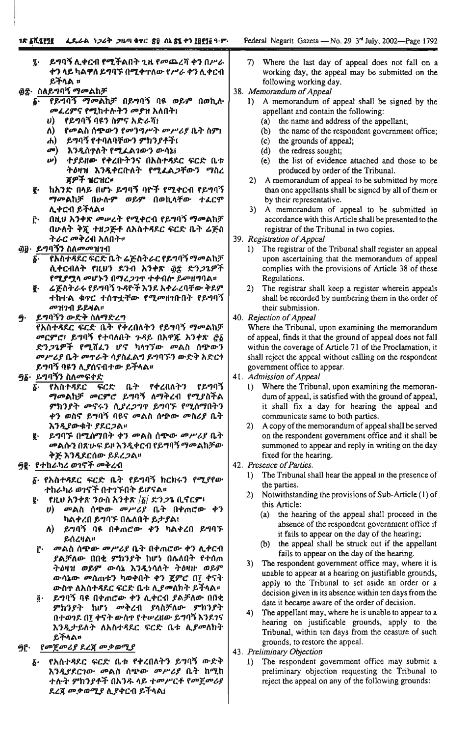፯· ይግባኝ ሊቀርብ የሚችልበት ጊዜ የመጨረሻ ቀን በሥራ ቀን ላይ ካልዋለ ይግባኙ በሚቀተለው የሥራ ቀን ሊቀርብ ይችላል ።

፴፰· ስለይግባኝ ማመልከቻ

፩· የይግባኝ ማመልከቻ በይግባኝ ባዩ ወይም በወኪሉ መፈረምና የሚከተሉትን መያዝ አለበት፤

ሀ) የይግባኝ ባዩን ስምና አድራሻ፤

ለ) የመልስ ሰጭውን የመንግሥት መሥሪያ ቤት ስም፤

ሐ) ይግባኝ የተባለባቸውን ምክንያቶች፤

መ) እንዲሰጥለት የሚፈልገውን ውሳኔ፤

ሠ) ተያይዘው የቀረቡትንና በአስተዳደር ፍርድ ቤቱ ትዕዛዝ እንዲቀርቡለት የሚፈልጋቸውን ማስረጃዎች ዝርዝር።

፪· ከአንድ በላይ በሆኑ ይግባኝ ባዮች የሚቀርብ የይግባኝ ማመልከቻ በሁሉም ወይም በወኪላቸው ተፈርሞ ሊቀርብ ይችላል።

፫· በዚህ አንቀጽ መሠረት የሚቀርብ የይግባኝ ማመልከቻ በሁለት ቅጂ ተዘጋጅቶ ለአስተዳደር ፍርድ ቤት ሬጅስትራር መቅረብ አለበት።

፴፱· ይግባኝን ስለመመዝገብ

፩· የአስተዳደር ፍርድ ቤት ሬጅስትራር የይግባኝ ማመልከቻ ሊቀርብለት የዚህን ደንብ አንቀጽ ፴፰ ድንጋጌዎች የሚያሟላ መሆኑን በማረጋገጥ ተቀብሎ ይመዘግባል።

፪· ሬጅስትራሩ የይግባኝ ጉዳዮችን እንደ አቀራረባቸው ቅደም ተከተል ቁጥር ተሰጥቷቸው የሚመዘገቡበት የይግባኝ መዝገብ ይይዛል።

፵· ይግባኝን ውድቅ ስለማድረግ

የአስተዳደር ፍርድ ቤት የቀረበለትን የይግባኝ ማመልከቻ መርምሮ፣ ይግባኝ የተባለበት ጉዳይ በአዋጁ አንቀጽ ፸፩ ድንጋጌዎች የሚሸፈን ሆኖ ካላገኘው መልስ ሰጭውን መሥሪያ ቤት መጥራት ሳያስፈልግ ይግባኙን ውድቅ አድርጎ ይግባኝ ባዩን ሊያሰናብተው ይችላል።

፵፩· ይግባኝን ስለመፍቀድ

፩· የአስተዳደር ፍርድ ቤት የቀረበለትን የይግባኝ ማመልከቻ መርምሮ ይግባኝ ለማቅረብ የሚያስችል ምክንያት መኖሩን ሲያረጋግጥ ይግባኙ የሚሰማበትን ቀን ወስኖ ይግባኝ ባዩና መልስ ሰጭው መስሪያ ቤት እንዲያውቁት ያደርጋል።

፪· ይግባኙ በሚሰማበት ቀን መልስ ሰጭው መሥሪያ ቤት መልሱን በጽሁፍ ይዞ እንዲቀርብ የይግባኝ ማመልከቻው ቅጅ እንዲደርሰው ይደረጋል።

፵፪· የተከራካሪ ወገኖች መቅረብ

፩· የአስተዳደር ፍርድ ቤት የይግባኝ ክርክሩን የሚያየው ተከራካሪ ወገኖች በተገኙበት ይሆናል።

፪· የዚህ አንቀጽ ንዑስ አንቀጽ /፩/ ድንጋጌ ቢኖርም፣

ሀ) መልስ ሰጭው መሥሪያ ቤት በተጠሮው ቀን ካልቀረበ ይግባኙ በሌለበት ይታያል፤

ለ) ይግባኝ ባዩ በተጠሮው ቀን ካልቀረበ ይግባኙ ይሰረዛል።

፫· መልስ ሰጭው መሥሪያ ቤት በተጠሮው ቀን ሊቀርብ ያልቻለው በበቂ ምክንያት ከሆነ በሌለበት የተሰጠ ትዕዛዝ ወይም ውሳኔ እንዲነሳለት ትዕዛዙ ወይም ውሳኔው መሰጠቱን ካወቀበት ቀን ጀምሮ በ፲ ቀናት ውስጥ ለአስተዳደር ፍርድ ቤቱ ሊያመለከት ይችላል።

፬· ይግባኝ ባዩ በተጠሮው ቀን ሊቀርብ ያልቻለው በበቂ ምክንያት ከሆነ መቅረብ ያላስቻለው ምክንያት በተወገደ በ፲ ቀናት ውስጥ የተሠረዘው ይግባኝ እንደገና እንዲታይለት ለአስተዳደር ፍርድ ቤቱ ሊያመለከት ይችላል።

፵፫· የመጀመሪያ ደረጃ መቃወሚያ

፩· የአስተዳደር ፍርድ ቤቱ የቀረበለትን ይግባኝ ውድቅ እንዲያደርገው መልስ ሰጭው መሥሪያ ቤት ከሚከተሉት ምክንያቶች በአንዱ ላይ ተመሥርቶ የመጀመሪያ ደረጃ መቃወሚያ ሊያቀርብ ይችላል፤

7) Where the last day of appeal does not fall on a working day, the appeal may be submitted on the following working day.

38. *Memorandum of Appeal*

1) A memorandum of appeal shall be signed by the appellant and contain the following:
   (a) the name and address of the appellant;
   (b) the name of the respondent government office;
   (c) the grounds of appeal;
   (d) the redress sought;
   (e) the list of evidence attached and those to be produced by order of the Tribunal.
2) A memorandum of appeal to be submitted by more than one appellants shall be signed by all of them or by their representative.
3) A memorandum of appeal to be submitted in accordance with this Article shall be presented to the registrar of the Tribunal in two copies.

39. *Registration of Appeal*

1) The registrar of the Tribunal shall register an appeal upon ascertaining that the memorandum of appeal complies with the provisions of Article 38 of these Regulations.
2) The registrar shall keep a register wherein appeals shall be recorded by numbering them in the order of their submission.

40. *Rejection of Appeal*

Where the Tribunal, upon examining the memorandum of appeal, finds it that the ground of appeal does not fall within the coverage of Article 71 of the Proclamation, it shall reject the appeal without calling on the respondent government office to appear.

41. *Admission of Appeal*

1) Where the Tribunal, upon examining the memorandum of appeal, is satisfied with the ground of appeal, it shall fix a day for hearing the appeal and communicate same to both parties.
2) A copy of the memorandum of appeal shall be served on the respondent government office and it shall be summoned to appear and reply in writing on the day fixed for the hearing.

42. *Presence of Parties.*

1) The Tribunal shall hear the appeal in the presence of the parties.
2) Notwithstanding the provisions of Sub-Article (1) of this Article:
   (a) the hearing of the appeal shall proceed in the absence of the respondent government office if it fails to appear on the day of the hearing;
   (b) the appeal shall be struck out if the appellant fails to appear on the day of the hearing.
3) The respondent government office may, where it is unable to appear at a hearing on justifiable grounds, apply to the Tribunal to set aside an order or a decision given in its absence within ten days from the date it became aware of the order of decision.
4) The appellant may, where he is unable to appear to a hearing on justifiable grounds, apply to the Tribunal, within ten days from the ceasure of such grounds, to restore the appeal.

43. *Preliminary Objection*

1) The respondent government office may submit a preliminary objection requesting the Tribunal to reject the appeal on any of the following grounds: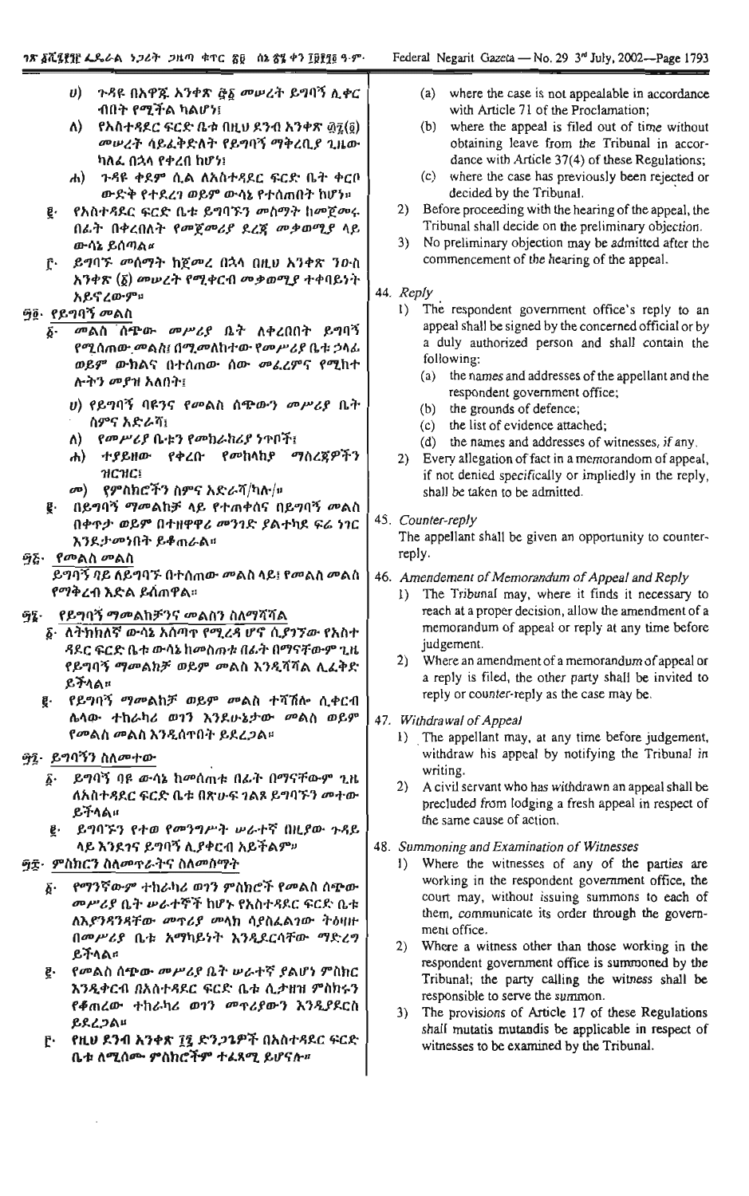ሀ) ጉዳዩ በአዋጁ አንቀጽ ፸፩ መሠረት ይግባኝ ሊቀርብበት የሚችል ካልሆነ፤

ለ) የአስተዳደር ፍርድ ቤቱ በዚህ ደንብ አንቀጽ ፴፯(፬) መሠረት ሳይፈቅድለት የይግባኝ ማቅረቢያ ጊዜው ካለፈ በኋላ የቀረበ ከሆነ፤

ሐ) ጉዳዩ ቀደም ሲል ለአስተዳደር ፍርድ ቤት ቀርቦ ውድቅ የተደረገ ወይም ውሳኔ የተሰጠበት ከሆነ።

፪· የአስተዳደር ፍርድ ቤቱ ይግባኙን መስማት ከመጀመሩ በፊት በቀረበለት የመጀመሪያ ደረጃ መቃወሚያ ላይ ውሳኔ ይሰጣል።

፫· ይግባኙ መሰማት ከጀመረ በኋላ በዚህ አንቀጽ ንዑስ አንቀጽ (፩) መሠረት የሚቀርብ መቃወሚያ ተቀባይነት አይኖረውም።

፵፬· የይግባኝ መልስ

፩· መልስ ሰጭው መሥሪያ ቤት ለቀረበበት ይግባኝ የሚሰጠው መልስ፤ በሚመለከተው የመሥሪያ ቤቱ ኃላፊ ወይም ውክልና በተሰጠው ሰው መፈረምና የሚከተሉትን መያዝ አለበት፤

ሀ) የይግባኝ ባዩንና የመልስ ሰጭውን መሥሪያ ቤት ስምና አድራሻ፤

ለ) የመሥሪያ ቤቱን የመከራከሪያ ነጥቦች፤

ሐ) ተያይዘው የቀረቡ የመከላከያ ማስረጃዎችን ዝርዝር፤

መ) የምስክሮችን ስምና አድራሻ/ካለ/።

፪· በይግባኝ ማመልከቻ ላይ የተጠቀሰና በይግባኝ መልስ በቀጥታ ወይም በተዘዋዋሪ መንገድ ያልተካደ ፍሬ ነገር እንደታመነበት ይቆጠራል።

፵፭· የመልስ መልስ

ይግባኝ ባይ ለይግባኙ በተሰጠው መልስ ላይ፤ የመልስ መልስ የማቅረብ እድል ይሰጠዋል።

፵፮· የይግባኝ ማመልከቻንና መልስን ስለማሻሻል

፩· ለትክክለኛ ውሳኔ አሰጣጥ የሚረዳ ሆኖ ሲያገኘው የአስተዳደር ፍርድ ቤቱ ውሳኔ ከመስጠቱ በፊት በማናቸውም ጊዜ የይግባኝ ማመልከቻ ወይም መልስ እንዲሻሻል ሊፈቅድ ይችላል።

፪· የይግባኝ ማመልከቻ ወይም መልስ ተሻሽሎ ሲቀርብ ሌላው ተከራካሪ ወገን እንደሁኔታው መልስ ወይም የመልስ መልስ እንዲሰጥበት ይደረጋል።

፵፯· ይግባኝን ስለመተው

፩· ይግባኝ ባዩ ውሳኔ ከመሰጠቱ በፊት በማናቸውም ጊዜ ለአስተዳደር ፍርድ ቤቱ በጽሁፍ ገልጾ ይግባኙን መተው ይችላል።

፪· ይግባኙን የተወ የመንግሥት ሠራተኛ በዚያው ጉዳይ ላይ እንደገና ይግባኝ ሊያቀርብ አይችልም።

፵፰· ምስክርን ስለመጥራትና ስለመስማት

፩· የማንኛውም ተከራካሪ ወገን ምስክሮች የመልስ ሰጭው መሥሪያ ቤት ሠራተኞች ከሆኑ የአስተዳደር ፍርድ ቤቱ ለእያንዳንዳቸው መጥሪያ መላክ ሳያስፈልገው ትዕዛዙ በመሥሪያ ቤቱ አማካይነት እንዲደርሳቸው ማድረግ ይችላል።

፪· የመልስ ሰጭው መሥሪያ ቤት ሠራተኛ ያልሆነ ምስክር እንዲቀርብ በአስተዳደር ፍርድ ቤቱ ሲታዘዝ ምስክሩን የቆጠረው ተከራካሪ ወገን መጥሪያውን እንዲያደርስ ይደረጋል።

፫· የዚህ ደንብ አንቀጽ ፲፯ ድንጋጌዎች በአስተዳደር ፍርድ ቤቱ ለሚሰሙ ምስክሮችም ተፈጻሚ ይሆናሉ።

(a) where the case is not appealable in accordance with Article 71 of the Proclamation;

(b) where the appeal is filed out of time without obtaining leave from the Tribunal in accordance with Article 37(4) of these Regulations;

(c) where the case has previously been rejected or decided by the Tribunal.

2) Before proceeding with the hearing of the appeal, the Tribunal shall decide on the preliminary objection.

3) No preliminary objection may be admitted after the commencement of the hearing of the appeal.

44. *Reply*

1) The respondent government office's reply to an appeal shall be signed by the concerned official or by a duly authorized person and shall contain the following:

(a) the names and addresses of the appellant and the respondent government office;

(b) the grounds of defence;

(c) the list of evidence attached;

(d) the names and addresses of witnesses, if any.

2) Every allegation of fact in a memorandom of appeal, if not denied specifically or impliedly in the reply, shall be taken to be admitted.

45. *Counter-reply*

The appellant shall be given an opportunity to counter-reply.

46. *Amendement of Memorandum of Appeal and Reply*

1) The Tribunal may, where it finds it necessary to reach at a proper decision, allow the amendment of a memorandum of appeal or reply at any time before judgement.

2) Where an amendment of a memorandum of appeal or a reply is filed, the other party shall be invited to reply or counter-reply as the case may be.

47. *Withdrawal of Appeal*

1) The appellant may, at any time before judgement, withdraw his appeal by notifying the Tribunal in writing.

2) A civil servant who has withdrawn an appeal shall be precluded from lodging a fresh appeal in respect of the same cause of action.

48. *Summoning and Examination of Witnesses*

1) Where the witnesses of any of the parties are working in the respondent government office, the court may, without issuing summons to each of them, communicate its order through the government office.

2) Where a witness other than those working in the respondent government office is summoned by the Tribunal; the party calling the witness shall be responsible to serve the summon.

3) The provisions of Article 17 of these Regulations shall mutatis mutandis be applicable in respect of witnesses to be examined by the Tribunal.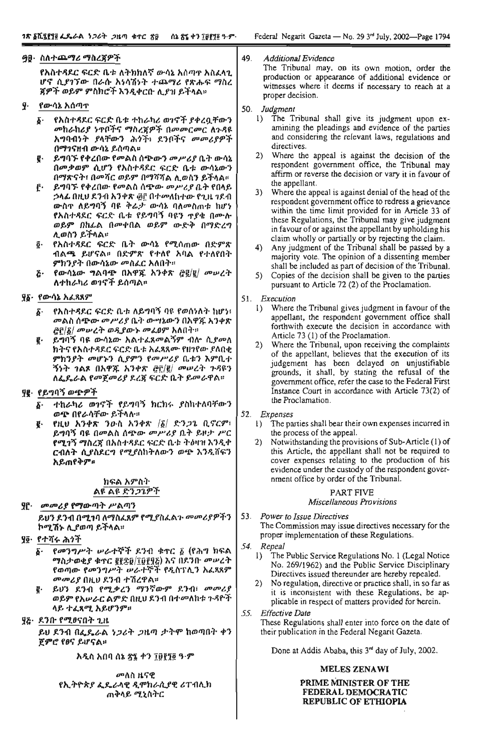፵፱· ስለተጨማሪ ማስረጃዎች

የአስተዳደር ፍርድ ቤቱ ለትክክለኛ ውሳኔ አሰጣጥ አስፈላጊ ሆኖ ሲያገኘው በራሱ አነሳሽነት ተጨማሪ የጽሑፍ ማስረጃዎች ወይም ምስክሮች እንዲቀርቡ ሊያዝ ይችላል።

፶· የውሳኔ አሰጣጥ

፩· የአስተዳደር ፍርድ ቤቱ ተከራካሪ ወገኖች ያቀረቧቸውን መከራከሪያ ነጥቦችና ማስረጃዎች በመመርመር ለጉዳዩ አግባብነት ያላቸውን ሕጎች፣ ደንቦችና መመሪያዎች በማገናዘብ ውሳኔ ይሰጣል።

፪· ይግባኙ የቀረበው የመልስ ሰጭውን መሥሪያ ቤት ውሳኔ በመቃወም ሲሆን የአስተዳደር ፍርድ ቤቱ ውሳኔውን በማጽናት፣ በመሻር ወይም በማሻሻል ሊወስን ይችላል።

፫· ይግባኙ የቀረበው የመልስ ሰጭው መሥሪያ ቤት የበላይ ኃላፊ በዚህ ደንብ አንቀጽ ፴፫ በተመለከተው የጊዜ ገደብ ውስጥ ለይግባኝ ባዩ ቅሬታ ውሳኔ ባለመስጠቱ ከሆነ የአስተዳደር ፍርድ ቤቱ የይግባኝ ባዩን ጥያቄ በሙሉ ወይም በከፊል በመቀበል ወይም ውድቅ በማድረግ ሊወስን ይችላል።

፬· የአስተዳደር ፍርድ ቤት ውሳኔ የሚሰጠው በድምጽ ብልጫ ይሆናል። በድምጽ የተለየ አባል የተለየበት ምክንያት በውሳኔው መስፈር አለበት።

፭· የውሳኔው ግልባጭ በአዋጁ አንቀጽ ፸፪/፪/ መሠረት ለተከራካሪ ወገኖች ይሰጣል።

፶፩· የውሳኔ አፈጻጸም

፩· የአስተዳደር ፍርድ ቤቱ ለይግባኝ ባዩ የወሰነለት ከሆነ፣ መልስ ሰጭው መሥሪያ ቤት ውሳኔውን በአዋጁ አንቀጽ ፸፫/፩/ መሠረት ወዲያውኑ መፈፀም አለበት።

፪· ይግባኝ ባዩ ውሳኔው አልተፈጸመልኝም ብሎ ሲያመለክትና የአስተዳደር ፍርድ ቤቱ አፈጻጸሙ የዘገየው ያለበቂ ምክንያት መሆኑን ሲያምን የመሥሪያ ቤቱን እምቢተኝነት ገልጾ በአዋጁ አንቀጽ ፸፫/፪/ መሠረት ጉዳዩን ለፌዴራል የመጀመሪያ ደረጃ ፍርድ ቤት ይመራዋል።

፶፪· የይግባኝ ወጭዎች

፩· ተከራካሪ ወገኖች የይግባኝ ክርክሩ ያስከተለባቸውን ወጭ በየራሳቸው ይችላሉ።

፪· የዚህ አንቀጽ ንዑስ አንቀጽ /፩/ ድንጋጌ ቢኖርም፣ ይግባኝ ባዩ በመልስ ሰጭው መሥሪያ ቤት ይዞታ ሥር የሚገኝ ማስረጃ በአስተዳደር ፍርድ ቤቱ ትዕዛዝ እንዲቀርብለት ሲያስደርግ የሚያስከትለውን ወጭ እንዲሸፍን አይጠየቅም።

## ክፍል አምስት
## ልዩ ልዩ ድንጋጌዎች

፶፫· መመሪያ የማውጣት ሥልጣን

ይህን ደንብ በሚገባ ለማስፈጸም የሚያስፈልጉ መመሪያዎችን ኮሚሽኑ ሊያወጣ ይችላል።

፶፬· የተሻሩ ሕጎች

፩· የመንግሥት ሠራተኞች ደንብ ቁጥር ፩ (የሕግ ክፍል ማስታወቂያ ቁጥር ፪፻፷፱/፲፱፻፶፬) እና በደንቡ መሠረት የወጣው የመንግሥት ሠራተኞች የዲሲፕሊን አፈጻጸም መመሪያ በዚህ ደንብ ተሽረዋል።

፪· ይህን ደንብ የሚቃረን ማንኛውም ደንብ፣ መመሪያ ወይም የአሠራር ልምድ በዚህ ደንብ በተመለከቱ ጉዳዮች ላይ ተፈጻሚ አይሆንም።

፶፭· ደንቡ የሚፀናበት ጊዜ

ይህ ደንብ በፌዴራል ነጋሪት ጋዜጣ ታትሞ ከወጣበት ቀን ጀምሮ የፀና ይሆናል።

አዲስ አበባ ሰኔ ፳፮ ቀን ፲፱፻፺፬ ዓ·ም

መለስ ዜናዊ
የኢትዮጵያ ፌዴራላዊ ዲሞክራሲያዊ ሪፐብሊክ ጠቅላይ ሚኒስትር

49. *Additional Evidence*

The Tribunal may, on its own motion, order the production or appearance of additional evidence or witnesses where it deems if necessary to reach at a proper decision.

50. *Judgment*

1) The Tribunal shall give its judgment upon examining the pleadings and evidence of the parties and considering the relevant laws, regulations and directives.

2) Where the appeal is against the decision of the respondent government office, the Tribunal may affirm or reverse the decision or vary it in favour of the appellant.

3) Where the appeal is against denial of the head of the respondent government office to redress a grievance within the time limit provided for in Article 33 of these Regulations, the Tribunal may give judgment in favour of or against the appellant by upholding his claim wholly or partially or by rejecting the claim.

4) Any judgment of the Tribunal shall be passed by a majority vote. The opinion of a dissenting member shall be included as part of decision of the Tribunal.

5) Copies of the decision shall be given to the parties pursuant to Article 72 (2) of the Proclamation.

51. *Execution*

1) Where the Tribunal gives judgment in favour of the appellant, the respondent government office shall forthwith execute the decision in accordance with Article 73 (1) of the Proclamation.

2) Where the Tribunal, upon receiving the complaints of the appellant, believes that the execution of its judgement has been delayed on unjustifiable grounds, it shall, by stating the refusal of the government office, refer the case to the Federal First Instance Court in accordance with Article 73(2) of the Proclamation.

52. *Expenses*

1) The parties shall bear their own expenses incurred in the process of the appeal.

2) Notwithstanding the provisions of Sub-Article (1) of this Article, the appellant shall not be required to cover expenses relating to the production of his evidence under the custody of the respondent government office by order of the Tribunal.

## PART FIVE
## *Miscellaneous Provisions*

53. *Power to Issue Directives*

The Commission may issue directives necessary for the proper implementation of these Regulations.

54. *Repeal*

1) The Public Service Regulations No. 1 (Legal Notice No. 269/1962) and the Public Service Disciplinary Directives issued thereunder are hereby repealed.

2) No regulation, directive or practice shall, in so far as it is inconsistent with these Regulations, be applicable in respect of matters provided for herein.

55. *Effective Date*

These Regulations shall enter into force on the date of their publication in the Federal Negarit Gazeta.

Done at Addis Ababa, this 3rd day of July, 2002.

**MELES ZENAWI**

**PRIME MINISTER OF THE FEDERAL DEMOCRATIC REPUBLIC OF ETHIOPIA**